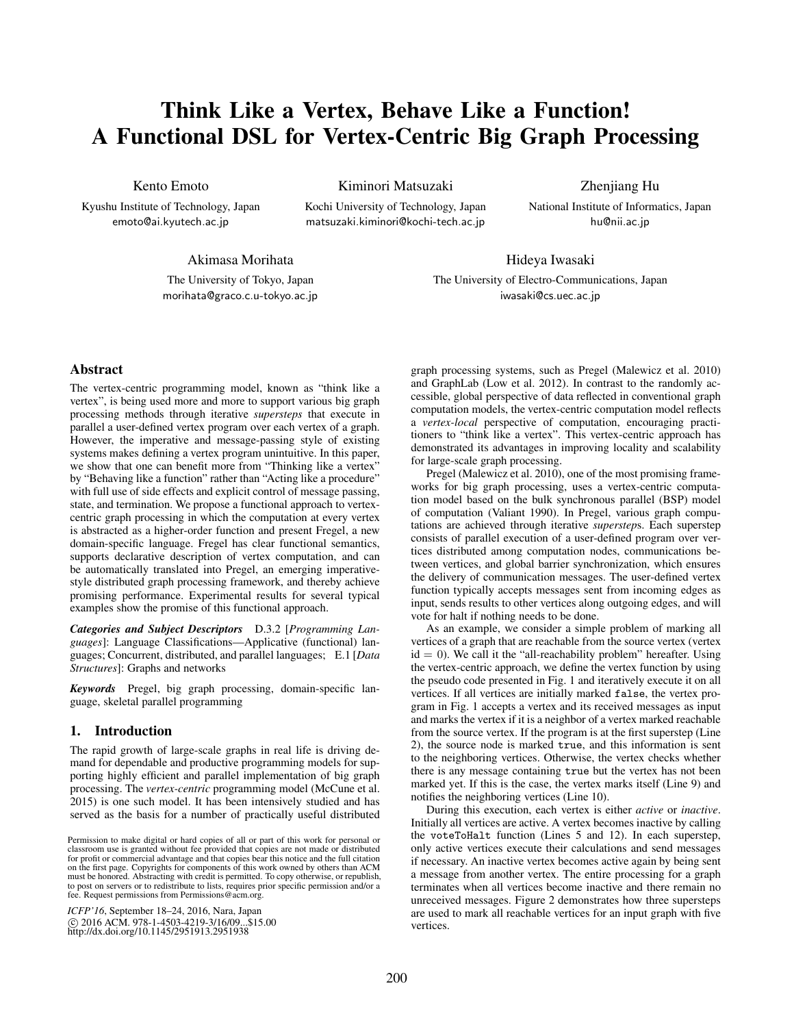# Think Like a Vertex, Behave Like a Function! A Functional DSL for Vertex-Centric Big Graph Processing

Kento Emoto
Kyushu Institute of Technology, Japan
emoto@ai.kyutech.ac.jp

Kiminori Matsuzaki
Kochi University of Technology, Japan
matsuzaki.kiminori@kochi-tech.ac.jp

Zhenjiang Hu
National Institute of Informatics, Japan
hu@nii.ac.jp

Akimasa Morihata
The University of Tokyo, Japan
morihata@graco.c.u-tokyo.ac.jp

Hideya Iwasaki
The University of Electro-Communications, Japan
iwasaki@cs.uec.ac.jp

## Abstract

The vertex-centric programming model, known as "think like a vertex", is being used more and more to support various big graph processing methods through iterative *supersteps* that execute in parallel a user-defined vertex program over each vertex of a graph. However, the imperative and message-passing style of existing systems makes defining a vertex program unintuitive. In this paper, we show that one can benefit more from "Thinking like a vertex" by "Behaving like a function" rather than "Acting like a procedure" with full use of side effects and explicit control of message passing, state, and termination. We propose a functional approach to vertex-centric graph processing in which the computation at every vertex is abstracted as a higher-order function and present Fregel, a new domain-specific language. Fregel has clear functional semantics, supports declarative description of vertex computation, and can be automatically translated into Pregel, an emerging imperative-style distributed graph processing framework, and thereby achieve promising performance. Experimental results for several typical examples show the promise of this functional approach.

***Categories and Subject Descriptors*** D.3.2 [*Programming Languages*]: Language Classifications—Applicative (functional) languages; Concurrent, distributed, and parallel languages; E.1 [*Data Structures*]: Graphs and networks

***Keywords*** Pregel, big graph processing, domain-specific language, skeletal parallel programming

## 1. Introduction

The rapid growth of large-scale graphs in real life is driving demand for dependable and productive programming models for supporting highly efficient and parallel implementation of big graph processing. The *vertex-centric* programming model (McCune et al. 2015) is one such model. It has been intensively studied and has served as the basis for a number of practically useful distributed graph processing systems, such as Pregel (Malewicz et al. 2010) and GraphLab (Low et al. 2012). In contrast to the randomly accessible, global perspective of data reflected in conventional graph computation models, the vertex-centric computation model reflects a *vertex-local* perspective of computation, encouraging practitioners to "think like a vertex". This vertex-centric approach has demonstrated its advantages in improving locality and scalability for large-scale graph processing.

Pregel (Malewicz et al. 2010), one of the most promising frameworks for big graph processing, uses a vertex-centric computation model based on the bulk synchronous parallel (BSP) model of computation (Valiant 1990). In Pregel, various graph computations are achieved through iterative *superstep*s. Each superstep consists of parallel execution of a user-defined program over vertices distributed among computation nodes, communications between vertices, and global barrier synchronization, which ensures the delivery of communication messages. The user-defined vertex function typically accepts messages sent from incoming edges as input, sends results to other vertices along outgoing edges, and will vote for halt if nothing needs to be done.

As an example, we consider a simple problem of marking all vertices of a graph that are reachable from the source vertex (vertex id $= 0$). We call it the "all-reachability problem" hereafter. Using the vertex-centric approach, we define the vertex function by using the pseudo code presented in Fig. 1 and iteratively execute it on all vertices. If all vertices are initially marked `false`, the vertex program in Fig. 1 accepts a vertex and its received messages as input and marks the vertex if it is a neighbor of a vertex marked reachable from the source vertex. If the program is at the first superstep (Line 2), the source node is marked `true`, and this information is sent to the neighboring vertices. Otherwise, the vertex checks whether there is any message containing `true` but the vertex has not been marked yet. If this is the case, the vertex marks itself (Line 9) and notifies the neighboring vertices (Line 10).

During this execution, each vertex is either *active* or *inactive*. Initially all vertices are active. A vertex becomes inactive by calling the `voteToHalt` function (Lines 5 and 12). In each superstep, only active vertices execute their calculations and send messages if necessary. An inactive vertex becomes active again by being sent a message from another vertex. The entire processing for a graph terminates when all vertices become inactive and there remain no unreceived messages. Figure 2 demonstrates how three supersteps are used to mark all reachable vertices for an input graph with five vertices.

Permission to make digital or hard copies of all or part of this work for personal or classroom use is granted without fee provided that copies are not made or distributed for profit or commercial advantage and that copies bear this notice and the full citation on the first page. Copyrights for components of this work owned by others than ACM must be honored. Abstracting with credit is permitted. To copy otherwise, or republish, to post on servers or to redistribute to lists, requires prior specific permission and/or a fee. Request permissions from Permissions@acm.org.

*ICFP'16*, September 18–24, 2016, Nara, Japan
© 2016 ACM. 978-1-4503-4219-3/16/09...$15.00
http://dx.doi.org/10.1145/2951913.2951938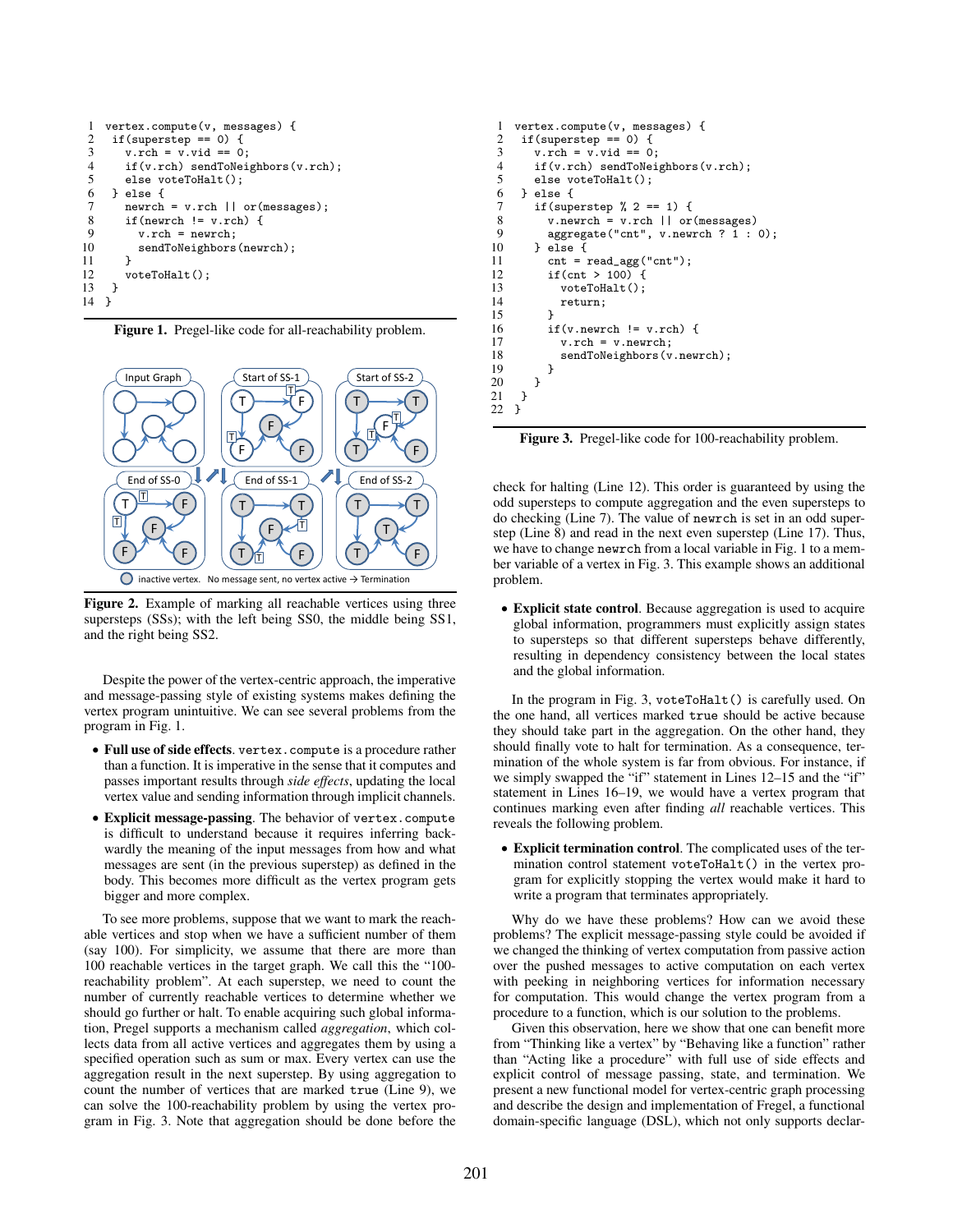```
1   vertex.compute(v, messages) {
2    if(superstep == 0) {
3      v.rch = v.vid == 0;
4      if(v.rch) sendToNeighbors(v.rch);
5      else voteToHalt();
6    } else {
7      newrch = v.rch || or(messages);
8      if(newrch != v.rch) {
9        v.rch = newrch;
10       sendToNeighbors(newrch);
11     }
12     voteToHalt();
13   }
14 }
```

**Figure 1.** Pregel-like code for all-reachability problem.

**Figure 2.** Example of marking all reachable vertices using three supersteps (SSs); with the left being SS0, the middle being SS1, and the right being SS2.

Despite the power of the vertex-centric approach, the imperative and message-passing style of existing systems makes defining the vertex program unintuitive. We can see several problems from the program in Fig. 1.

- **Full use of side effects**. `vertex.compute` is a procedure rather than a function. It is imperative in the sense that it computes and passes important results through *side effects*, updating the local vertex value and sending information through implicit channels.
- **Explicit message-passing**. The behavior of `vertex.compute` is difficult to understand because it requires inferring backwardly the meaning of the input messages from how and what messages are sent (in the previous superstep) as defined in the body. This becomes more difficult as the vertex program gets bigger and more complex.

To see more problems, suppose that we want to mark the reachable vertices and stop when we have a sufficient number of them (say 100). For simplicity, we assume that there are more than 100 reachable vertices in the target graph. We call this the "100-reachability problem". At each superstep, we need to count the number of currently reachable vertices to determine whether we should go further or halt. To enable acquiring such global information, Pregel supports a mechanism called *aggregation*, which collects data from all active vertices and aggregates them by using a specified operation such as sum or max. Every vertex can use the aggregation result in the next superstep. By using aggregation to count the number of vertices that are marked `true` (Line 9), we can solve the 100-reachability problem by using the vertex program in Fig. 3. Note that aggregation should be done before the check for halting (Line 12). This order is guaranteed by using the odd supersteps to compute aggregation and the even supersteps to do checking (Line 7). The value of `newrch` is set in an odd superstep (Line 8) and read in the next even superstep (Line 17). Thus, we have to change `newrch` from a local variable in Fig. 1 to a member variable of a vertex in Fig. 3. This example shows an additional problem.

```
1   vertex.compute(v, messages) {
2    if(superstep == 0) {
3      v.rch = v.vid == 0;
4      if(v.rch) sendToNeighbors(v.rch);
5      else voteToHalt();
6    } else {
7      if(superstep % 2 == 1) {
8        v.newrch = v.rch || or(messages)
9        aggregate("cnt", v.newrch ? 1 : 0);
10     } else {
11       cnt = read_agg("cnt");
12       if(cnt > 100) {
13         voteToHalt();
14         return;
15       }
16       if(v.newrch != v.rch) {
17         v.rch = v.newrch;
18         sendToNeighbors(v.newrch);
19       }
20     }
21   }
22 }
```

**Figure 3.** Pregel-like code for 100-reachability problem.

- **Explicit state control**. Because aggregation is used to acquire global information, programmers must explicitly assign states to supersteps so that different supersteps behave differently, resulting in dependency consistency between the local states and the global information.

In the program in Fig. 3, `voteToHalt()` is carefully used. On the one hand, all vertices marked `true` should be active because they should take part in the aggregation. On the other hand, they should finally vote to halt for termination. As a consequence, termination of the whole system is far from obvious. For instance, if we simply swapped the "if" statement in Lines 12–15 and the "if" statement in Lines 16–19, we would have a vertex program that continues marking even after finding *all* reachable vertices. This reveals the following problem.

- **Explicit termination control**. The complicated uses of the termination control statement `voteToHalt()` in the vertex program for explicitly stopping the vertex would make it hard to write a program that terminates appropriately.

Why do we have these problems? How can we avoid these problems? The explicit message-passing style could be avoided if we changed the thinking of vertex computation from passive action over the pushed messages to active computation on each vertex with peeking in neighboring vertices for information necessary for computation. This would change the vertex program from a procedure to a function, which is our solution to the problems.

Given this observation, here we show that one can benefit more from "Thinking like a vertex" by "Behaving like a function" rather than "Acting like a procedure" with full use of side effects and explicit control of message passing, state, and termination. We present a new functional model for vertex-centric graph processing and describe the design and implementation of Fregel, a functional domain-specific language (DSL), which not only supports declar-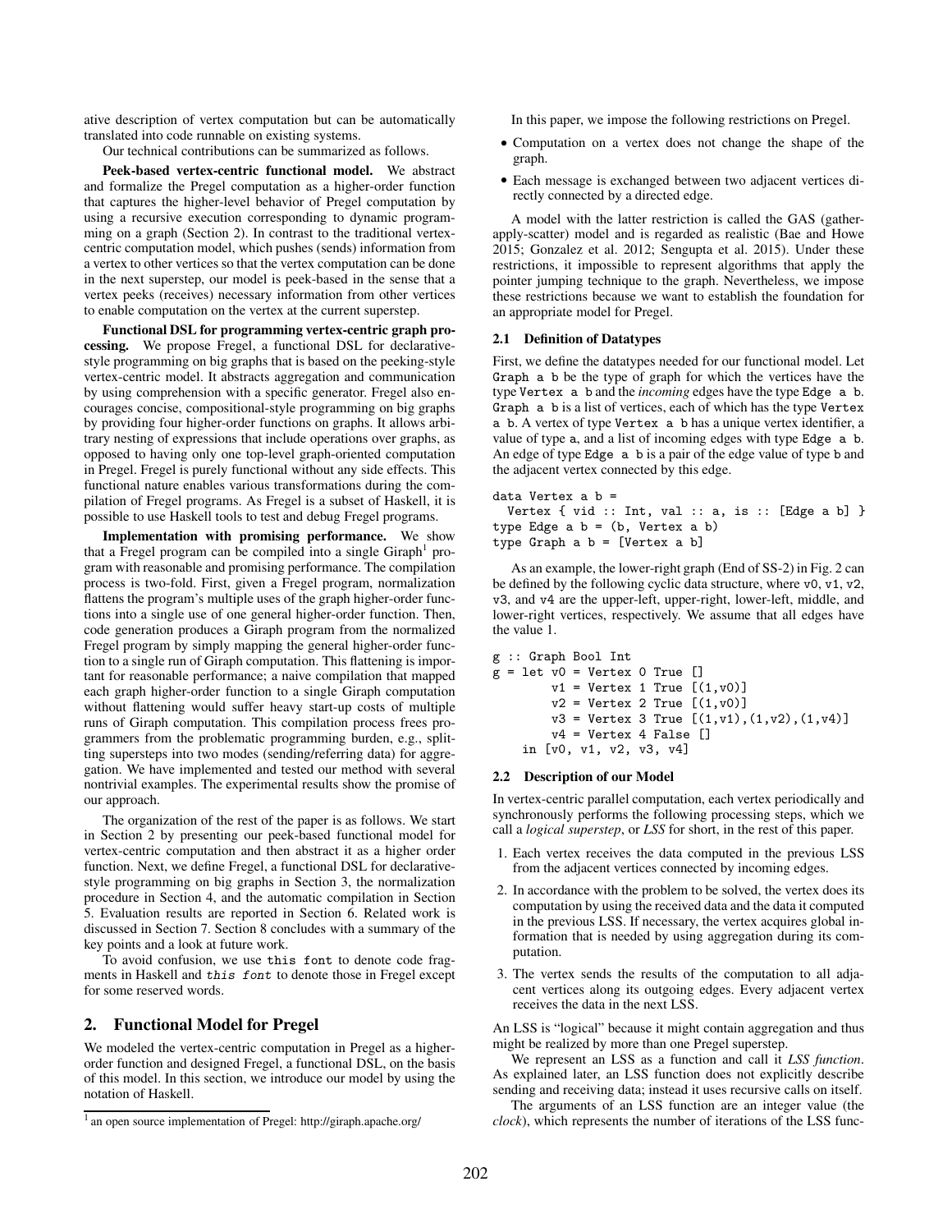ative description of vertex computation but can be automatically translated into code runnable on existing systems.

Our technical contributions can be summarized as follows.

**Peek-based vertex-centric functional model.** We abstract and formalize the Pregel computation as a higher-order function that captures the higher-level behavior of Pregel computation by using a recursive execution corresponding to dynamic programming on a graph (Section 2). In contrast to the traditional vertex-centric computation model, which pushes (sends) information from a vertex to other vertices so that the vertex computation can be done in the next superstep, our model is peek-based in the sense that a vertex peeks (receives) necessary information from other vertices to enable computation on the vertex at the current superstep.

**Functional DSL for programming vertex-centric graph processing.** We propose Fregel, a functional DSL for declarative-style programming on big graphs that is based on the peeking-style vertex-centric model. It abstracts aggregation and communication by using comprehension with a specific generator. Fregel also encourages concise, compositional-style programming on big graphs by providing four higher-order functions on graphs. It allows arbitrary nesting of expressions that include operations over graphs, as opposed to having only one top-level graph-oriented computation in Pregel. Fregel is purely functional without any side effects. This functional nature enables various transformations during the compilation of Fregel programs. As Fregel is a subset of Haskell, it is possible to use Haskell tools to test and debug Fregel programs.

**Implementation with promising performance.** We show that a Fregel program can be compiled into a single Giraph[1] program with reasonable and promising performance. The compilation process is two-fold. First, given a Fregel program, normalization flattens the program's multiple uses of the graph higher-order functions into a single use of one general higher-order function. Then, code generation produces a Giraph program from the normalized Fregel program by simply mapping the general higher-order function to a single run of Giraph computation. This flattening is important for reasonable performance; a naive compilation that mapped each graph higher-order function to a single Giraph computation without flattening would suffer heavy start-up costs of multiple runs of Giraph computation. This compilation process frees programmers from the problematic programming burden, e.g., splitting supersteps into two modes (sending/referring data) for aggregation. We have implemented and tested our method with several nontrivial examples. The experimental results show the promise of our approach.

The organization of the rest of the paper is as follows. We start in Section 2 by presenting our peek-based functional model for vertex-centric computation and then abstract it as a higher order function. Next, we define Fregel, a functional DSL for declarative-style programming on big graphs in Section 3, the normalization procedure in Section 4, and the automatic compilation in Section 5. Evaluation results are reported in Section 6. Related work is discussed in Section 7. Section 8 concludes with a summary of the key points and a look at future work.

To avoid confusion, we use `this font` to denote code fragments in Haskell and *this font* to denote those in Fregel except for some reserved words.

## 2. Functional Model for Pregel

We modeled the vertex-centric computation in Pregel as a higher-order function and designed Fregel, a functional DSL, on the basis of this model. In this section, we introduce our model by using the notation of Haskell.

[1] an open source implementation of Pregel: http://giraph.apache.org/

In this paper, we impose the following restrictions on Pregel.

- Computation on a vertex does not change the shape of the graph.
- Each message is exchanged between two adjacent vertices directly connected by a directed edge.

A model with the latter restriction is called the GAS (gather-apply-scatter) model and is regarded as realistic (Bae and Howe 2015; Gonzalez et al. 2012; Sengupta et al. 2015). Under these restrictions, it impossible to represent algorithms that apply the pointer jumping technique to the graph. Nevertheless, we impose these restrictions because we want to establish the foundation for an appropriate model for Pregel.

### 2.1 Definition of Datatypes

First, we define the datatypes needed for our functional model. Let `Graph a b` be the type of graph for which the vertices have the type `Vertex a b` and the *incoming* edges have the type `Edge a b`. `Graph a b` is a list of vertices, each of which has the type `Vertex a b`. A vertex of type `Vertex a b` has a unique vertex identifier, a value of type `a`, and a list of incoming edges with type `Edge a b`. An edge of type `Edge a b` is a pair of the edge value of type `b` and the adjacent vertex connected by this edge.

```
data Vertex a b =
  Vertex { vid :: Int, val :: a, is :: [Edge a b] }
type Edge a b = (b, Vertex a b)
type Graph a b = [Vertex a b]
```

As an example, the lower-right graph (End of SS-2) in Fig. 2 can be defined by the following cyclic data structure, where `v0`, `v1`, `v2`, `v3`, and `v4` are the upper-left, upper-right, lower-left, middle, and lower-right vertices, respectively. We assume that all edges have the value 1.

```
g :: Graph Bool Int
g = let v0 = Vertex 0 True []
        v1 = Vertex 1 True [(1,v0)]
        v2 = Vertex 2 True [(1,v0)]
        v3 = Vertex 3 True [(1,v1),(1,v2),(1,v4)]
        v4 = Vertex 4 False []
    in [v0, v1, v2, v3, v4]
```

### 2.2 Description of our Model

In vertex-centric parallel computation, each vertex periodically and synchronously performs the following processing steps, which we call a *logical superstep*, or *LSS* for short, in the rest of this paper.

1. Each vertex receives the data computed in the previous LSS from the adjacent vertices connected by incoming edges.
2. In accordance with the problem to be solved, the vertex does its computation by using the received data and the data it computed in the previous LSS. If necessary, the vertex acquires global information that is needed by using aggregation during its computation.
3. The vertex sends the results of the computation to all adjacent vertices along its outgoing edges. Every adjacent vertex receives the data in the next LSS.

An LSS is "logical" because it might contain aggregation and thus might be realized by more than one Pregel superstep.

We represent an LSS as a function and call it *LSS function*. As explained later, an LSS function does not explicitly describe sending and receiving data; instead it uses recursive calls on itself.

The arguments of an LSS function are an integer value (the *clock*), which represents the number of iterations of the LSS func-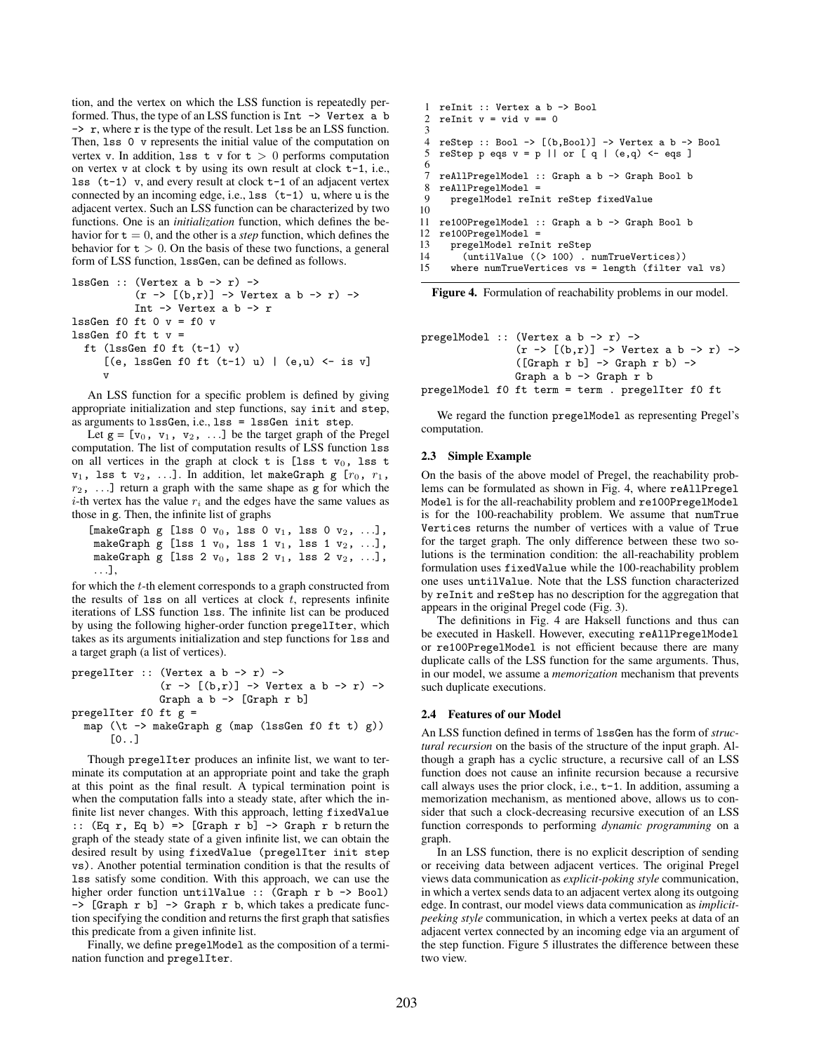tion, and the vertex on which the LSS function is repeatedly performed. Thus, the type of an LSS function is `Int -> Vertex a b -> r`, where `r` is the type of the result. Let `lss` be an LSS function. Then, `lss 0 v` represents the initial value of the computation on vertex `v`. In addition, `lss t v` for $t > 0$ performs computation on vertex `v` at clock `t` by using its own result at clock `t-1`, i.e., `lss (t-1) v`, and every result at clock `t-1` of an adjacent vertex connected by an incoming edge, i.e., `lss (t-1) u`, where `u` is the adjacent vertex. Such an LSS function can be characterized by two functions. One is an *initialization* function, which defines the behavior for $t = 0$, and the other is a *step* function, which defines the behavior for $t > 0$. On the basis of these two functions, a general form of LSS function, `lssGen`, can be defined as follows.

```
lssGen :: (Vertex a b -> r) ->
          (r -> [(b,r)] -> Vertex a b -> r) ->
          Int -> Vertex a b -> r
lssGen f0 ft 0 v = f0 v
lssGen f0 ft t v =
  ft (lssGen f0 ft (t-1) v)
     [(e, lssGen f0 ft (t-1) u) | (e,u) <- is v]
     v
```

An LSS function for a specific problem is defined by giving appropriate initialization and step functions, say `init` and `step`, as arguments to `lssGen`, i.e., `lss = lssGen init step`.

Let `g = [`$v_0$`, `$v_1$`, `$v_2$`, ...]` be the target graph of the Pregel computation. The list of computation results of LSS function `lss` on all vertices in the graph at clock `t` is `[lss t `$v_0$`, lss t `$v_1$`, lss t `$v_2$`, ...]`. In addition, let `makeGraph g [`$r_0$`, `$r_1$`, `$r_2$`, ...]` return a graph with the same shape as `g` for which the $i$-th vertex has the value $r_i$ and the edges have the same values as those in `g`. Then, the infinite list of graphs

```
[makeGraph g [lss 0 v0, lss 0 v1, lss 0 v2, ...],
 makeGraph g [lss 1 v0, lss 1 v1, lss 1 v2, ...],
 makeGraph g [lss 2 v0, lss 2 v1, lss 2 v2, ...],
 ...],
```

for which the $t$-th element corresponds to a graph constructed from the results of `lss` on all vertices at clock $t$, represents infinite iterations of LSS function `lss`. The infinite list can be produced by using the following higher-order function `pregelIter`, which takes as its arguments initialization and step functions for `lss` and a target graph (a list of vertices).

```
pregelIter :: (Vertex a b -> r) ->
              (r -> [(b,r)] -> Vertex a b -> r) ->
              Graph a b -> [Graph r b]
pregelIter f0 ft g =
  map (\t -> makeGraph g (map (lssGen f0 ft t) g))
      [0..]
```

Though `pregelIter` produces an infinite list, we want to terminate its computation at an appropriate point and take the graph at this point as the final result. A typical termination point is when the computation falls into a steady state, after which the infinite list never changes. With this approach, letting `fixedValue :: (Eq r, Eq b) => [Graph r b] -> Graph r b` return the graph of the steady state of a given infinite list, we can obtain the desired result by using `fixedValue (pregelIter init step vs)`. Another potential termination condition is that the results of `lss` satisfy some condition. With this approach, we can use the higher order function `untilValue :: (Graph r b -> Bool) -> [Graph r b] -> Graph r b`, which takes a predicate function specifying the condition and returns the first graph that satisfies this predicate from a given infinite list.

Finally, we define `pregelModel` as the composition of a termination function and `pregelIter`.

```
1  reInit :: Vertex a b -> Bool
2  reInit v = vid v == 0
3
4  reStep :: Bool -> [(b,Bool)] -> Vertex a b -> Bool
5  reStep p eqs v = p || or [ q | (e,q) <- eqs ]
6
7  reAllPregelModel :: Graph a b -> Graph Bool b
8  reAllPregelModel =
9    pregelModel reInit reStep fixedValue
10
11 re100PregelModel :: Graph a b -> Graph Bool b
12 re100PregelModel =
13   pregelModel reInit reStep
14     (untilValue ((> 100) . numTrueVertices))
15   where numTrueVertices vs = length (filter val vs)
```

**Figure 4.** Formulation of reachability problems in our model.

```
pregelModel :: (Vertex a b -> r) ->
               (r -> [(b,r)] -> Vertex a b -> r) ->
               ([Graph r b] -> Graph r b) ->
               Graph a b -> Graph r b
pregelModel f0 ft term = term . pregelIter f0 ft
```

We regard the function `pregelModel` as representing Pregel's computation.

### 2.3 Simple Example

On the basis of the above model of Pregel, the reachability problems can be formulated as shown in Fig. 4, where `reAllPregelModel` is for the all-reachability problem and `re100PregelModel` is for the 100-reachability problem. We assume that `numTrueVertices` returns the number of vertices with a value of `True` for the target graph. The only difference between these two solutions is the termination condition: the all-reachability problem formulation uses `fixedValue` while the 100-reachability problem one uses `untilValue`. Note that the LSS function characterized by `reInit` and `reStep` has no description for the aggregation that appears in the original Pregel code (Fig. 3).

The definitions in Fig. 4 are Haksell functions and thus can be executed in Haskell. However, executing `reAllPregelModel` or `re100PregelModel` is not efficient because there are many duplicate calls of the LSS function for the same arguments. Thus, in our model, we assume a *memorization* mechanism that prevents such duplicate executions.

### 2.4 Features of our Model

An LSS function defined in terms of `lssGen` has the form of *structural recursion* on the basis of the structure of the input graph. Although a graph has a cyclic structure, a recursive call of an LSS function does not cause an infinite recursion because a recursive call always uses the prior clock, i.e., `t-1`. In addition, assuming a memorization mechanism, as mentioned above, allows us to consider that such a clock-decreasing recursive execution of an LSS function corresponds to performing *dynamic programming* on a graph.

In an LSS function, there is no explicit description of sending or receiving data between adjacent vertices. The original Pregel views data communication as *explicit-poking style* communication, in which a vertex sends data to an adjacent vertex along its outgoing edge. In contrast, our model views data communication as *implicit-peeking style* communication, in which a vertex peeks at data of an adjacent vertex connected by an incoming edge via an argument of the step function. Figure 5 illustrates the difference between these two view.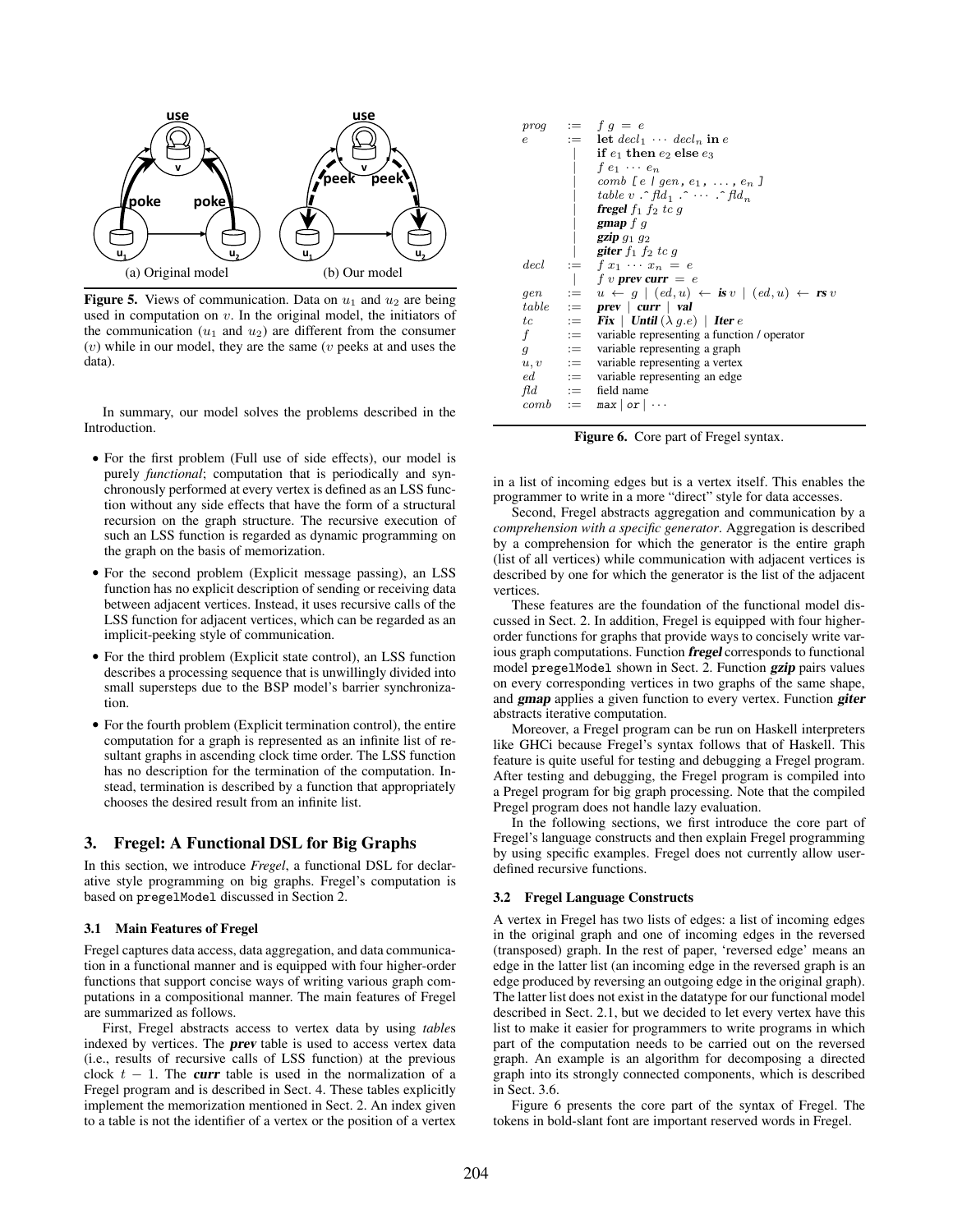use

v

poke poke

$u_1$ $u_2$

(a) Original model

use

v

peek peek

$u_1$ $u_2$

(b) Our model

**Figure 5.** Views of communication. Data on $u_1$ and $u_2$ are being used in computation on $v$. In the original model, the initiators of the communication ($u_1$ and $u_2$) are different from the consumer ($v$) while in our model, they are the same ($v$ peeks at and uses the data).

In summary, our model solves the problems described in the Introduction.

- For the first problem (Full use of side effects), our model is purely *functional*; computation that is periodically and synchronously performed at every vertex is defined as an LSS function without any side effects that have the form of a structural recursion on the graph structure. The recursive execution of such an LSS function is regarded as dynamic programming on the graph on the basis of memorization.
- For the second problem (Explicit message passing), an LSS function has no explicit description of sending or receiving data between adjacent vertices. Instead, it uses recursive calls of the LSS function for adjacent vertices, which can be regarded as an implicit-peeking style of communication.
- For the third problem (Explicit state control), an LSS function describes a processing sequence that is unwillingly divided into small supersteps due to the BSP model's barrier synchronization.
- For the fourth problem (Explicit termination control), the entire computation for a graph is represented as an infinite list of resultant graphs in ascending clock time order. The LSS function has no description for the termination of the computation. Instead, termination is described by a function that appropriately chooses the desired result from an infinite list.

## 3. Fregel: A Functional DSL for Big Graphs

In this section, we introduce *Fregel*, a functional DSL for declarative style programming on big graphs. Fregel's computation is based on `pregelModel` discussed in Section 2.

### 3.1 Main Features of Fregel

Fregel captures data access, data aggregation, and data communication in a functional manner and is equipped with four higher-order functions that support concise ways of writing various graph computations in a compositional manner. The main features of Fregel are summarized as follows.

First, Fregel abstracts access to vertex data by using *table*s indexed by vertices. The ***prev*** table is used to access vertex data (i.e., results of recursive calls of LSS function) at the previous clock $t-1$. The ***curr*** table is used in the normalization of a Fregel program and is described in Sect. 4. These tables explicitly implement the memorization mentioned in Sect. 2. An index given to a table is not the identifier of a vertex or the position of a vertex in a list of incoming edges but is a vertex itself. This enables the programmer to write in a more "direct" style for data accesses.

Second, Fregel abstracts aggregation and communication by a *comprehension with a specific generator*. Aggregation is described by a comprehension for which the generator is the entire graph (list of all vertices) while communication with adjacent vertices is described by one for which the generator is the list of the adjacent vertices.

These features are the foundation of the functional model discussed in Sect. 2. In addition, Fregel is equipped with four higher-order functions for graphs that provide ways to concisely write various graph computations. Function ***fregel*** corresponds to functional model `pregelModel` shown in Sect. 2. Function ***gzip*** pairs values on every corresponding vertices in two graphs of the same shape, and ***gmap*** applies a given function to every vertex. Function ***giter*** abstracts iterative computation.

Moreover, a Fregel program can be run on Haskell interpreters like GHCi because Fregel's syntax follows that of Haskell. This feature is quite useful for testing and debugging a Fregel program. After testing and debugging, the Fregel program is compiled into a Pregel program for big graph processing. Note that the compiled Pregel program does not handle lazy evaluation.

In the following sections, we first introduce the core part of Fregel's language constructs and then explain Fregel programming by using specific examples. Fregel does not currently allow user-defined recursive functions.

| | | |
|---|---|---|
| $prog$ | := | $f\ g\ =\ e$ |
| $e$ | := | **let** $decl_1 \cdots decl_n$ **in** $e$ |
| | \| | **if** $e_1$ **then** $e_2$ **else** $e_3$ |
| | \| | $f\ e_1 \cdots e_n$ |
| | \| | $comb$ [ $e$ \| $gen$, $e_1$, ..., $e_n$ ] |
| | \| | $table\ v$ .^ $fld_1$ .^ $\cdots$ .^ $fld_n$ |
| | \| | ***fregel*** $f_1\ f_2\ tc\ g$ |
| | \| | ***gmap*** $f\ g$ |
| | \| | ***gzip*** $g_1\ g_2$ |
| | \| | ***giter*** $f_1\ f_2\ tc\ g$ |
| $decl$ | := | $f\ x_1 \cdots x_n\ =\ e$ |
| | \| | $f\ v$ ***prev*** ***curr*** $=\ e$ |
| $gen$ | := | $u \leftarrow g$ \| $(ed, u) \leftarrow$ ***is*** $v$ \| $(ed, u) \leftarrow$ ***rs*** $v$ |
| $table$ | := | ***prev*** \| ***curr*** \| ***val*** |
| $tc$ | := | ***Fix*** \| ***Until*** $(\lambda\, g.e)$ \| ***Iter*** $e$ |
| $f$ | := | variable representing a function / operator |
| $g$ | := | variable representing a graph |
| $u, v$ | := | variable representing a vertex |
| $ed$ | := | variable representing an edge |
| $fld$ | := | field name |
| $comb$ | := | `max` \| `or` \| $\cdots$ |

**Figure 6.** Core part of Fregel syntax.

### 3.2 Fregel Language Constructs

A vertex in Fregel has two lists of edges: a list of incoming edges in the original graph and one of incoming edges in the reversed (transposed) graph. In the rest of paper, 'reversed edge' means an edge in the latter list (an incoming edge in the reversed graph is an edge produced by reversing an outgoing edge in the original graph). The latter list does not exist in the datatype for our functional model described in Sect. 2.1, but we decided to let every vertex have this list to make it easier for programmers to write programs in which part of the computation needs to be carried out on the reversed graph. An example is an algorithm for decomposing a directed graph into its strongly connected components, which is described in Sect. 3.6.

Figure 6 presents the core part of the syntax of Fregel. The tokens in bold-slant font are important reserved words in Fregel.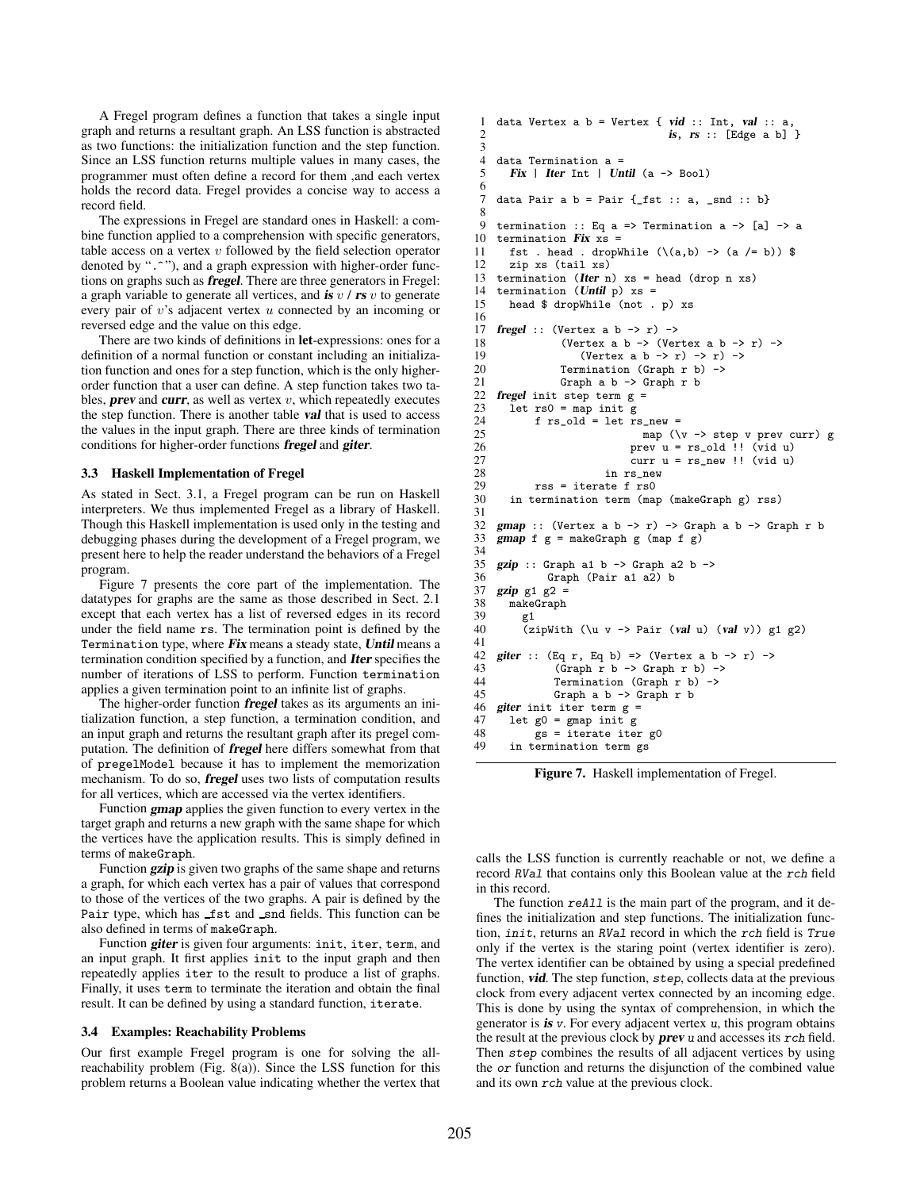A Fregel program defines a function that takes a single input graph and returns a resultant graph. An LSS function is abstracted as two functions: the initialization function and the step function. Since an LSS function returns multiple values in many cases, the programmer must often define a record for them ,and each vertex holds the record data. Fregel provides a concise way to access a record field.

The expressions in Fregel are standard ones in Haskell: a combine function applied to a comprehension with specific generators, table access on a vertex $v$ followed by the field selection operator denoted by ".^"), and a graph expression with higher-order functions on graphs such as ***fregel***. There are three generators in Fregel: a graph variable to generate all vertices, and ***is*** $v$ / ***rs*** $v$ to generate every pair of $v$'s adjacent vertex $u$ connected by an incoming or reversed edge and the value on this edge.

There are two kinds of definitions in **let**-expressions: ones for a definition of a normal function or constant including an initialization function and ones for a step function, which is the only higher-order function that a user can define. A step function takes two tables, ***prev*** and ***curr***, as well as vertex $v$, which repeatedly executes the step function. There is another table ***val*** that is used to access the values in the input graph. There are three kinds of termination conditions for higher-order functions ***fregel*** and ***giter***.

### 3.3 Haskell Implementation of Fregel

As stated in Sect. 3.1, a Fregel program can be run on Haskell interpreters. We thus implemented Fregel as a library of Haskell. Though this Haskell implementation is used only in the testing and debugging phases during the development of a Fregel program, we present here to help the reader understand the behaviors of a Fregel program.

Figure 7 presents the core part of the implementation. The datatypes for graphs are the same as those described in Sect. 2.1 except that each vertex has a list of reversed edges in its record under the field name `rs`. The termination point is defined by the `Termination` type, where ***Fix*** means a steady state, ***Until*** means a termination condition specified by a function, and ***Iter*** specifies the number of iterations of LSS to perform. Function `termination` applies a given termination point to an infinite list of graphs.

The higher-order function ***fregel*** takes as its arguments an initialization function, a step function, a termination condition, and an input graph and returns the resultant graph after its pregel computation. The definition of ***fregel*** here differs somewhat from that of `pregelModel` because it has to implement the memorization mechanism. To do so, ***fregel*** uses two lists of computation results for all vertices, which are accessed via the vertex identifiers.

Function ***gmap*** applies the given function to every vertex in the target graph and returns a new graph with the same shape for which the vertices have the application results. This is simply defined in terms of `makeGraph`.

Function ***gzip*** is given two graphs of the same shape and returns a graph, for which each vertex has a pair of values that correspond to those of the vertices of the two graphs. A pair is defined by the `Pair` type, which has `_fst` and `_snd` fields. This function can be also defined in terms of `makeGraph`.

Function ***giter*** is given four arguments: `init`, `iter`, `term`, and an input graph. It first applies `init` to the input graph and then repeatedly applies `iter` to the result to produce a list of graphs. Finally, it uses `term` to terminate the iteration and obtain the final result. It can be defined by using a standard function, `iterate`.

### 3.4 Examples: Reachability Problems

Our first example Fregel program is one for solving the all-reachability problem (Fig. 8(a)). Since the LSS function for this problem returns a Boolean value indicating whether the vertex that

```
1  data Vertex a b = Vertex { vid :: Int, val :: a,
2                             is, rs :: [Edge a b] }
3
4  data Termination a =
5    Fix | Iter Int | Until (a -> Bool)
6
7  data Pair a b = Pair {_fst :: a, _snd :: b}
8
9  termination :: Eq a => Termination a -> [a] -> a
10 termination Fix xs =
11   fst . head . dropWhile (\(a,b) -> (a /= b)) $
12   zip xs (tail xs)
13 termination (Iter n) xs = head (drop n xs)
14 termination (Until p) xs =
15   head $ dropWhile (not . p) xs
16
17 fregel :: (Vertex a b -> r) ->
18           (Vertex a b -> (Vertex a b -> r) ->
19              (Vertex a b -> r) -> r) ->
20           Termination (Graph r b) ->
21           Graph a b -> Graph r b
22 fregel init step term g =
23   let rs0 = map init g
24       f rs_old = let rs_new =
25                        map (\v -> step v prev curr) g
26                      prev u = rs_old !! (vid u)
27                      curr u = rs_new !! (vid u)
28                  in rs_new
29       rss = iterate f rs0
30   in termination term (map (makeGraph g) rss)
31
32 gmap :: (Vertex a b -> r) -> Graph a b -> Graph r b
33 gmap f g = makeGraph g (map f g)
34
35 gzip :: Graph a1 b -> Graph a2 b ->
36         Graph (Pair a1 a2) b
37 gzip g1 g2 =
38   makeGraph
39     g1
40     (zipWith (\u v -> Pair (val u) (val v)) g1 g2)
41
42 giter :: (Eq r, Eq b) => (Vertex a b -> r) ->
43          (Graph r b -> Graph r b) ->
44          Termination (Graph r b) ->
45          Graph a b -> Graph r b
46 giter init iter term g =
47   let g0 = gmap init g
48       gs = iterate iter g0
49   in termination term gs
```

**Figure 7.** Haskell implementation of Fregel.

calls the LSS function is currently reachable or not, we define a record *RVal* that contains only this Boolean value at the *rch* field in this record.

The function *reAll* is the main part of the program, and it defines the initialization and step functions. The initialization function, *init*, returns an *RVal* record in which the *rch* field is *True* only if the vertex is the staring point (vertex identifier is zero). The vertex identifier can be obtained by using a special predefined function, ***vid***. The step function, *step*, collects data at the previous clock from every adjacent vertex connected by an incoming edge. This is done by using the syntax of comprehension, in which the generator is ***is*** *v*. For every adjacent vertex *u*, this program obtains the result at the previous clock by ***prev*** *u* and accesses its *rch* field. Then *step* combines the results of all adjacent vertices by using the *or* function and returns the disjunction of the combined value and its own *rch* value at the previous clock.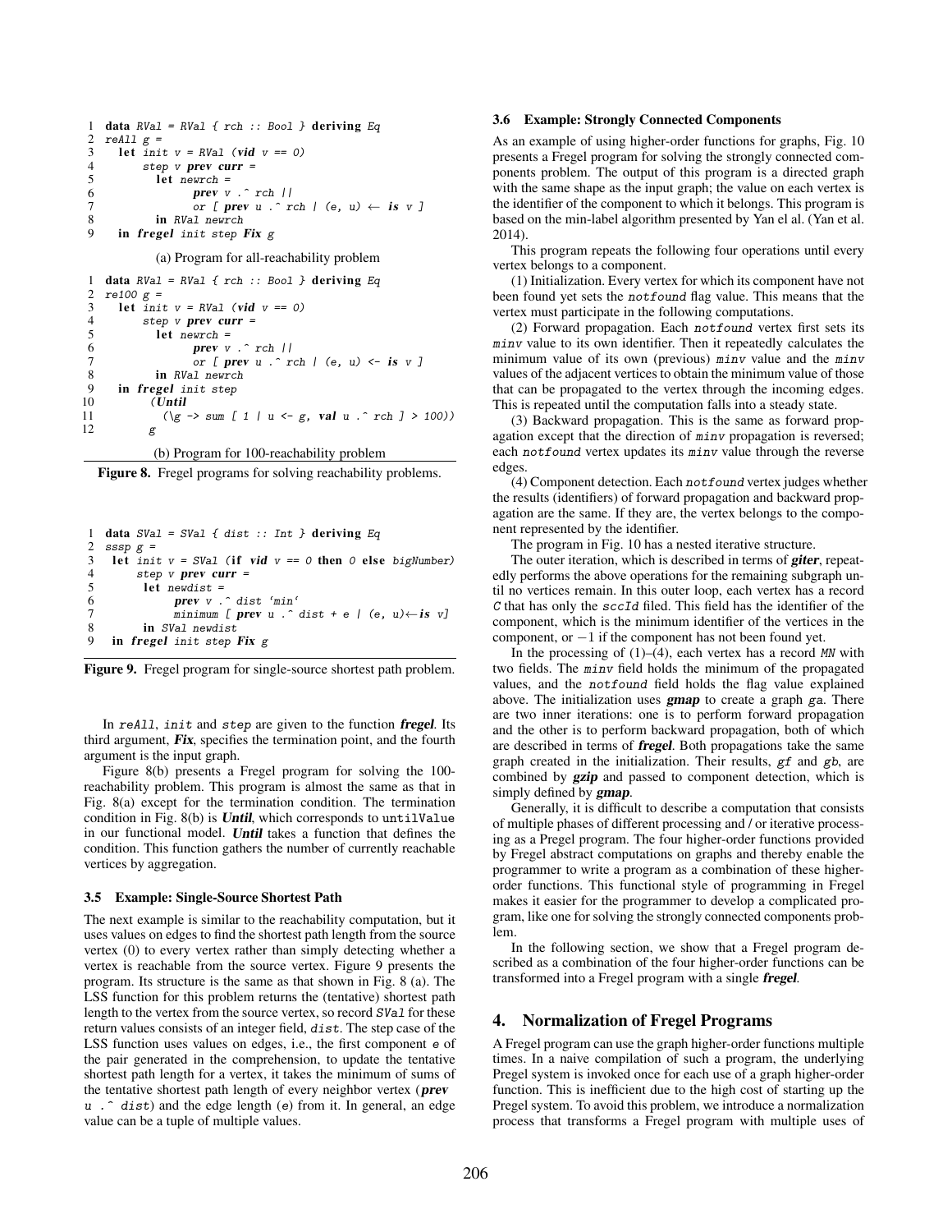```
1  data RVal = RVal { rch :: Bool } deriving Eq
2  reAll g =
3    let init v = RVal (vid v == 0)
4        step v prev curr =
5          let newrch =
6                prev v .^ rch ||
7                or [ prev u .^ rch | (e, u) ← is v ]
8          in RVal newrch
9    in fregel init step Fix g
```

(a) Program for all-reachability problem

```
1  data RVal = RVal { rch :: Bool } deriving Eq
2  re100 g =
3    let init v = RVal (vid v == 0)
4        step v prev curr =
5          let newrch =
6                prev v .^ rch ||
7                or [ prev u .^ rch | (e, u) <- is v ]
8          in RVal newrch
9    in fregel init step
10        (Until
11          (\g -> sum [ 1 | u <- g, val u .^ rch ] > 100))
12        g
```

(b) Program for 100-reachability problem

**Figure 8.** Fregel programs for solving reachability problems.

```
1  data SVal = SVal { dist :: Int } deriving Eq
2  sssp g =
3   let init v = SVal (if vid v == 0 then 0 else bigNumber)
4       step v prev curr =
5         let newdist =
6               prev v .^ dist `min`
7               minimum [ prev u .^ dist + e | (e, u)← is v]
8         in SVal newdist
9   in fregel init step Fix g
```

**Figure 9.** Fregel program for single-source shortest path problem.

In `reAll`, `init` and `step` are given to the function ***fregel***. Its third argument, ***Fix***, specifies the termination point, and the fourth argument is the input graph.

Figure 8(b) presents a Fregel program for solving the 100-reachability problem. This program is almost the same as that in Fig. 8(a) except for the termination condition. The termination condition in Fig. 8(b) is ***Until***, which corresponds to `untilValue` in our functional model. ***Until*** takes a function that defines the condition. This function gathers the number of currently reachable vertices by aggregation.

### 3.5 Example: Single-Source Shortest Path

The next example is similar to the reachability computation, but it uses values on edges to find the shortest path length from the source vertex (0) to every vertex rather than simply detecting whether a vertex is reachable from the source vertex. Figure 9 presents the program. Its structure is the same as that shown in Fig. 8 (a). The LSS function for this problem returns the (tentative) shortest path length to the vertex from the source vertex, so record `SVal` for these return values consists of an integer field, `dist`. The step case of the LSS function uses values on edges, i.e., the first component `e` of the pair generated in the comprehension, to update the tentative shortest path length for a vertex, it takes the minimum of sums of the tentative shortest path length of every neighbor vertex (***prev*** `u .^ dist`) and the edge length (`e`) from it. In general, an edge value can be a tuple of multiple values.

### 3.6 Example: Strongly Connected Components

As an example of using higher-order functions for graphs, Fig. 10 presents a Fregel program for solving the strongly connected components problem. The output of this program is a directed graph with the same shape as the input graph; the value on each vertex is the identifier of the component to which it belongs. This program is based on the min-label algorithm presented by Yan el al. (Yan et al. 2014).

This program repeats the following four operations until every vertex belongs to a component.

(1) Initialization. Every vertex for which its component have not been found yet sets the `notfound` flag value. This means that the vertex must participate in the following computations.

(2) Forward propagation. Each `notfound` vertex first sets its `minv` value to its own identifier. Then it repeatedly calculates the minimum value of its own (previous) `minv` value and the `minv` values of the adjacent vertices to obtain the minimum value of those that can be propagated to the vertex through the incoming edges. This is repeated until the computation falls into a steady state.

(3) Backward propagation. This is the same as forward propagation except that the direction of `minv` propagation is reversed; each `notfound` vertex updates its `minv` value through the reverse edges.

(4) Component detection. Each `notfound` vertex judges whether the results (identifiers) of forward propagation and backward propagation are the same. If they are, the vertex belongs to the component represented by the identifier.

The program in Fig. 10 has a nested iterative structure.

The outer iteration, which is described in terms of ***giter***, repeatedly performs the above operations for the remaining subgraph until no vertices remain. In this outer loop, each vertex has a record `C` that has only the `sccId` filed. This field has the identifier of the component, which is the minimum identifier of the vertices in the component, or $-1$ if the component has not been found yet.

In the processing of (1)–(4), each vertex has a record `MN` with two fields. The `minv` field holds the minimum of the propagated values, and the `notfound` field holds the flag value explained above. The initialization uses ***gmap*** to create a graph `ga`. There are two inner iterations: one is to perform forward propagation and the other is to perform backward propagation, both of which are described in terms of ***fregel***. Both propagations take the same graph created in the initialization. Their results, `gf` and `gb`, are combined by ***gzip*** and passed to component detection, which is simply defined by ***gmap***.

Generally, it is difficult to describe a computation that consists of multiple phases of different processing and / or iterative processing as a Pregel program. The four higher-order functions provided by Fregel abstract computations on graphs and thereby enable the programmer to write a program as a combination of these higher-order functions. This functional style of programming in Fregel makes it easier for the programmer to develop a complicated program, like one for solving the strongly connected components problem.

In the following section, we show that a Fregel program described as a combination of the four higher-order functions can be transformed into a Fregel program with a single ***fregel***.

## 4. Normalization of Fregel Programs

A Fregel program can use the graph higher-order functions multiple times. In a naive compilation of such a program, the underlying Pregel system is invoked once for each use of a graph higher-order function. This is inefficient due to the high cost of starting up the Pregel system. To avoid this problem, we introduce a normalization process that transforms a Fregel program with multiple uses of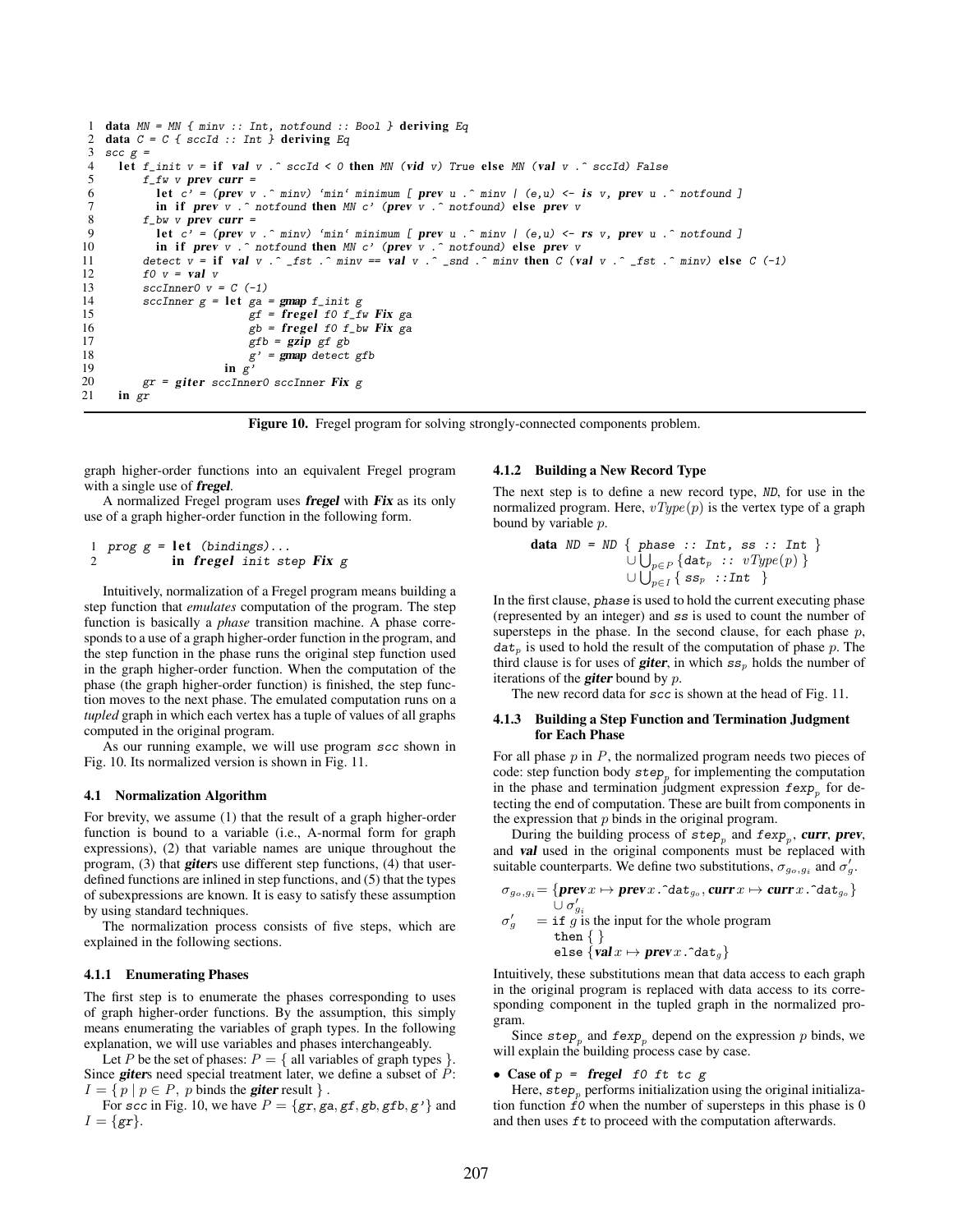```
1  data MN = MN { minv :: Int, notfound :: Bool } deriving Eq
2  data C = C { sccId :: Int } deriving Eq
3  scc g =
4    let f_init v = if val v .^ sccId < 0 then MN (vid v) True else MN (val v .^ sccId) False
5        f_fw v prev curr =
6          let c' = (prev v .^ minv) `min` minimum [ prev u .^ minv | (e,u) <- is v, prev u .^ notfound ]
7          in if prev v .^ notfound then MN c' (prev v .^ notfound) else prev v
8        f_bw v prev curr =
9          let c' = (prev v .^ minv) `min` minimum [ prev u .^ minv | (e,u) <- rs v, prev u .^ notfound ]
10         in if prev v .^ notfound then MN c' (prev v .^ notfound) else prev v
11       detect v = if val v .^ _fst .^ minv == val v .^ _snd .^ minv then C (val v .^ _fst .^ minv) else C (-1)
12       f0 v = val v
13       sccInner0 v = C (-1)
14       sccInner g = let ga = gmap f_init g
15                        gf = fregel f0 f_fw Fix ga
16                        gb = fregel f0 f_bw Fix ga
17                        gfb = gzip gf gb
18                        g' = gmap detect gfb
19                    in g'
20       gr = giter sccInner0 sccInner Fix g
21   in gr
```

**Figure 10.** Fregel program for solving strongly-connected components problem.

graph higher-order functions into an equivalent Fregel program with a single use of ***fregel***.

A normalized Fregel program uses ***fregel*** with ***Fix*** as its only use of a graph higher-order function in the following form.

```
1  prog g = let (bindings)...
2           in fregel init step Fix g
```

Intuitively, normalization of a Fregel program means building a step function that *emulates* computation of the program. The step function is basically a *phase* transition machine. A phase corresponds to a use of a graph higher-order function in the program, and the step function in the phase runs the original step function used in the graph higher-order function. When the computation of the phase (the graph higher-order function) is finished, the step function moves to the next phase. The emulated computation runs on a *tupled* graph in which each vertex has a tuple of values of all graphs computed in the original program.

As our running example, we will use program `scc` shown in Fig. 10. Its normalized version is shown in Fig. 11.

### 4.1 Normalization Algorithm

For brevity, we assume (1) that the result of a graph higher-order function is bound to a variable (i.e., A-normal form for graph expressions), (2) that variable names are unique throughout the program, (3) that ***giter***s use different step functions, (4) that user-defined functions are inlined in step functions, and (5) that the types of subexpressions are known. It is easy to satisfy these assumption by using standard techniques.

The normalization process consists of five steps, which are explained in the following sections.

#### 4.1.1 Enumerating Phases

The first step is to enumerate the phases corresponding to uses of graph higher-order functions. By the assumption, this simply means enumerating the variables of graph types. In the following explanation, we will use variables and phases interchangeably.

Let $P$ be the set of phases: $P = \{$ all variables of graph types $\}$. Since ***giter***s need special treatment later, we define a subset of $P$: $I = \{ p \mid p \in P,\ p$ binds the ***giter*** result $\}$.

For `scc` in Fig. 10, we have $P = \{gr, ga, gf, gb, gfb, g'\}$ and $I = \{gr\}$.

#### 4.1.2 Building a New Record Type

The next step is to define a new record type, `ND`, for use in the normalized program. Here, $vType(p)$ is the vertex type of a graph bound by variable $p$.

$$\textbf{data}\ ND = ND\ \{\ \mathtt{phase :: Int,\ ss :: Int}\ \} \cup \bigcup_{p \in P} \{\mathtt{dat}_p\ ::\ vType(p)\ \} \cup \bigcup_{p \in I} \{\ ss_p\ \mathtt{::Int}\ \}$$

In the first clause, `phase` is used to hold the current executing phase (represented by an integer) and `ss` is used to count the number of supersteps in the phase. In the second clause, for each phase $p$, $\mathtt{dat}_p$ is used to hold the result of the computation of phase $p$. The third clause is for uses of ***giter***, in which $ss_p$ holds the number of iterations of the ***giter*** bound by $p$.

The new record data for `scc` is shown at the head of Fig. 11.

#### 4.1.3 Building a Step Function and Termination Judgment for Each Phase

For all phase $p$ in $P$, the normalized program needs two pieces of code: step function body $\mathtt{step}_p$ for implementing the computation in the phase and termination judgment expression $\mathtt{fexp}_p$ for detecting the end of computation. These are built from components in the expression that $p$ binds in the original program.

During the building process of $\mathtt{step}_p$ and $\mathtt{fexp}_p$, ***curr***, ***prev***, and ***val*** used in the original components must be replaced with suitable counterparts. We define two substitutions, $\sigma_{g_o,g_i}$ and $\sigma'_g$.

$$\sigma_{g_o,g_i} = \{\textit{prev}\,x \mapsto \textit{prev}\,x\,\mathtt{.\hat{}dat}_{g_o}, \textit{curr}\,x \mapsto \textit{curr}\,x\,\mathtt{.\hat{}dat}_{g_o}\} \cup \sigma'_{g_i}$$
$$\sigma'_g = \mathtt{if}\ g \text{ is the input for the whole program } \mathtt{then}\ \{\ \}\ \mathtt{else}\ \{\textit{val}\,x \mapsto \textit{prev}\,x\,\mathtt{.\hat{}dat}_g\}$$

Intuitively, these substitutions mean that data access to each graph in the original program is replaced with data access to its corresponding component in the tupled graph in the normalized program.

Since $\mathtt{step}_p$ and $\mathtt{fexp}_p$ depend on the expression $p$ binds, we will explain the building process case by case.

- **Case of** `p =` ***fregel*** `f0 ft tc g`

  Here, $\mathtt{step}_p$ performs initialization using the original initialization function `f0` when the number of supersteps in this phase is 0 and then uses `ft` to proceed with the computation afterwards.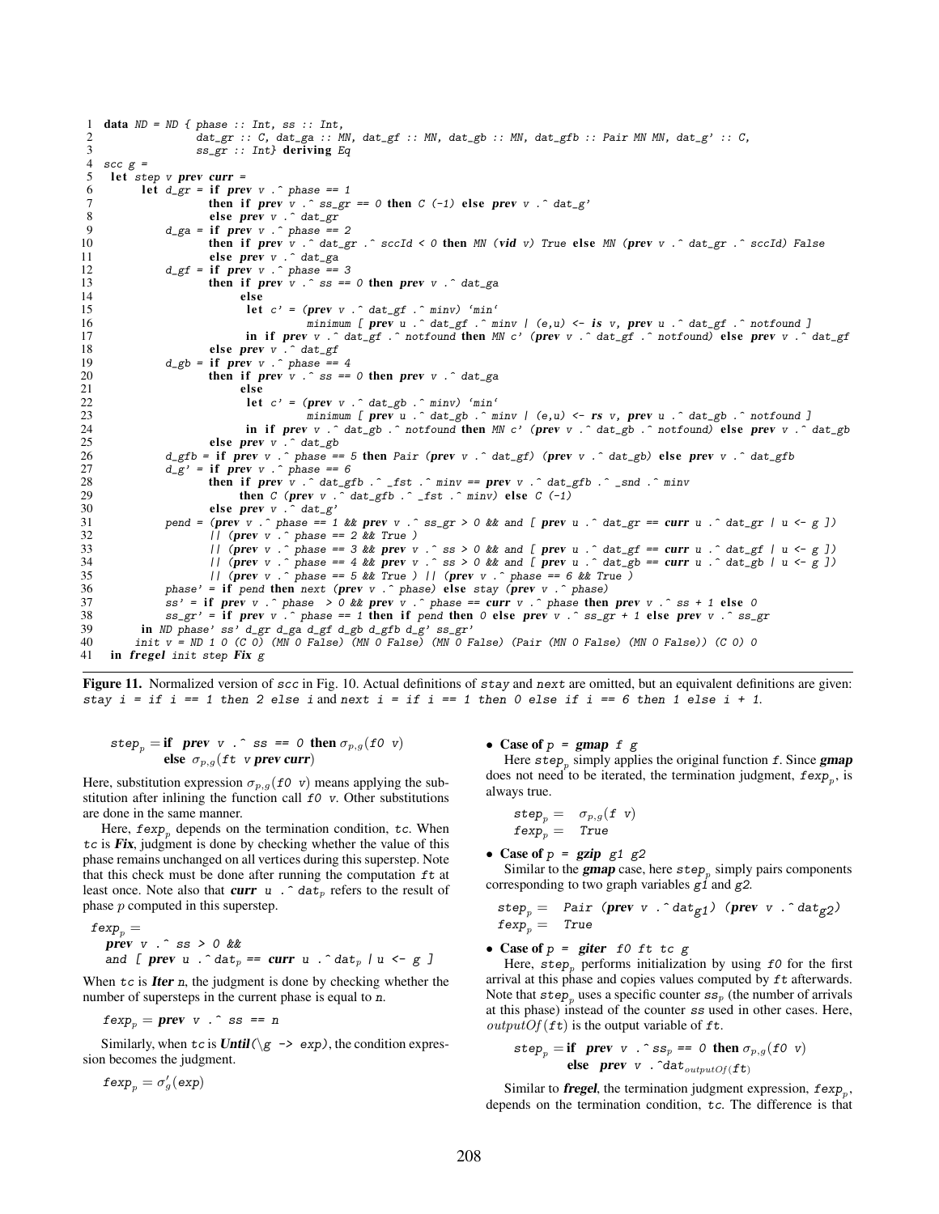```
1  data ND = ND { phase :: Int, ss :: Int,
2                dat_gr :: C, dat_ga :: MN, dat_gf :: MN, dat_gb :: MN, dat_gfb :: Pair MN MN, dat_g' :: C,
3                ss_gr :: Int} deriving Eq
4  scc g =
5   let step v prev curr =
6         let d_gr = if prev v .^ phase == 1
7                    then if prev v .^ ss_gr == 0 then C (-1) else prev v .^ dat_g'
8                    else prev v .^ dat_gr
9             d_ga = if prev v .^ phase == 2
10                   then if prev v .^ dat_gr .^ sccId < 0 then MN (vid v) True else MN (prev v .^ dat_gr .^ sccId) False
11                   else prev v .^ dat_ga
12            d_gf = if prev v .^ phase == 3
13                   then if prev v .^ ss == 0 then prev v .^ dat_ga
14                        else
15                         let c' = (prev v .^ dat_gf .^ minv) `min`
16                                  minimum [ prev u .^ dat_gf .^ minv | (e,u) <- is v, prev u .^ dat_gf .^ notfound ]
17                         in if prev v .^ dat_gf .^ notfound then MN c' (prev v .^ dat_gf .^ notfound) else prev v .^ dat_gf
18                   else prev v .^ dat_gf
19            d_gb = if prev v .^ phase == 4
20                   then if prev v .^ ss == 0 then prev v .^ dat_ga
21                        else
22                         let c' = (prev v .^ dat_gb .^ minv) `min`
23                                  minimum [ prev u .^ dat_gb .^ minv | (e,u) <- rs v, prev u .^ dat_gb .^ notfound ]
24                         in if prev v .^ dat_gb .^ notfound then MN c' (prev v .^ dat_gb .^ notfound) else prev v .^ dat_gb
25                   else prev v .^ dat_gb
26            d_gfb = if prev v .^ phase == 5 then Pair (prev v .^ dat_gf) (prev v .^ dat_gb) else prev v .^ dat_gfb
27            d_g' = if prev v .^ phase == 6
28                   then if prev v .^ dat_gfb .^ _fst .^ minv == prev v .^ dat_gfb .^ _snd .^ minv
29                        then C (prev v .^ dat_gfb .^ _fst .^ minv) else C (-1)
30                   else prev v .^ dat_g'
31            pend = (prev v .^ phase == 1 && prev v .^ ss_gr > 0 && and [ prev u .^ dat_gr == curr u .^ dat_gr | u <- g ])
32                   || (prev v .^ phase == 2 && True )
33                   || (prev v .^ phase == 3 && prev v .^ ss > 0 && and [ prev u .^ dat_gf == curr u .^ dat_gf | u <- g ])
34                   || (prev v .^ phase == 4 && prev v .^ ss > 0 && and [ prev u .^ dat_gb == curr u .^ dat_gb | u <- g ])
35                   || (prev v .^ phase == 5 && True ) || (prev v .^ phase == 6 && True )
36            phase' = if pend then next (prev v .^ phase) else stay (prev v .^ phase)
37            ss' = if prev v .^ phase  > 0 && prev v .^ phase == curr v .^ phase then prev v .^ ss + 1 else 0
38            ss_gr' = if prev v .^ phase == 1 then if pend then 0 else prev v .^ ss_gr + 1 else prev v .^ ss_gr
39        in ND phase' ss' d_gr d_ga d_gf d_gb d_gfb d_g' ss_gr'
40      init v = ND 1 0 (C 0) (MN 0 False) (MN 0 False) (MN 0 False) (Pair (MN 0 False) (MN 0 False)) (C 0) 0
41  in fregel init step Fix g
```

**Figure 11.** Normalized version of `scc` in Fig. 10. Actual definitions of `stay` and `next` are omitted, but an equivalent definitions are given: `stay i = if i == 1 then 2 else i` and `next i = if i == 1 then 0 else if i == 6 then 1 else i + 1`.

$$step_p = \textbf{if}\ \ \textbf{\textit{prev}}\ \ v\ .\hat{}\ ss\ ==\ 0\ \ \textbf{then}\ \sigma_{p,g}(f0\ \ v)\ \ \textbf{else}\ \ \sigma_{p,g}(ft\ \ v\ \textbf{\textit{prev}}\ \textbf{\textit{curr}})$$

Here, substitution expression $\sigma_{p,g}(f0\ v)$ means applying the substitution after inlining the function call `f0 v`. Other substitutions are done in the same manner.

Here, $fexp_p$ depends on the termination condition, `tc`. When `tc` is ***Fix***, judgment is done by checking whether the value of this phase remains unchanged on all vertices during this superstep. Note that this check must be done after running the computation `ft` at least once. Note also that ***curr*** `u .^` $dat_p$ refers to the result of phase $p$ computed in this superstep.

```
fexp_p =
  prev v .^ ss > 0 &&
  and [ prev u .^dat_p == curr u .^dat_p | u <- g ]
```

When `tc` is ***Iter*** *n*, the judgment is done by checking whether the number of supersteps in the current phase is equal to *n*.

$$fexp_p = \textbf{\textit{prev}}\ \ v\ .\hat{}\ ss\ ==\ n$$

Similarly, when `tc` is ***Until***`(\g -> exp)`, the condition expression becomes the judgment.

$$fexp_p = \sigma'_g(exp)$$

- **Case of** $p$ = ***gmap*** `f g`

  Here $step_p$ simply applies the original function `f`. Since ***gmap*** does not need to be iterated, the termination judgment, $fexp_p$, is always true.

$$step_p = \sigma_{p,g}(f\ v) \qquad fexp_p = True$$

- **Case of** $p$ = ***gzip*** `g1 g2`

  Similar to the ***gmap*** case, here $step_p$ simply pairs components corresponding to two graph variables `g1` and `g2`.

$$step_p = Pair\ (\textbf{\textit{prev}}\ v\ .\hat{}\ dat_{g1})\ (\textbf{\textit{prev}}\ v\ .\hat{}\ dat_{g2}) \qquad fexp_p = True$$

- **Case of** $p$ = ***giter*** `f0 ft tc g`

  Here, $step_p$ performs initialization by using `f0` for the first arrival at this phase and copies values computed by `ft` afterwards. Note that $step_p$ uses a specific counter $ss_p$ (the number of arrivals at this phase) instead of the counter `ss` used in other cases. Here, $outputOf(ft)$ is the output variable of `ft`.

$$step_p = \textbf{if}\ \ \textbf{\textit{prev}}\ \ v\ .\hat{}\ ss_p\ ==\ 0\ \ \textbf{then}\ \sigma_{p,g}(f0\ \ v)\ \ \textbf{else}\ \ \textbf{\textit{prev}}\ \ v\ .\hat{}dat_{outputOf(ft)}$$

Similar to ***fregel***, the termination judgment expression, $fexp_p$, depends on the termination condition, $tc$. The difference is that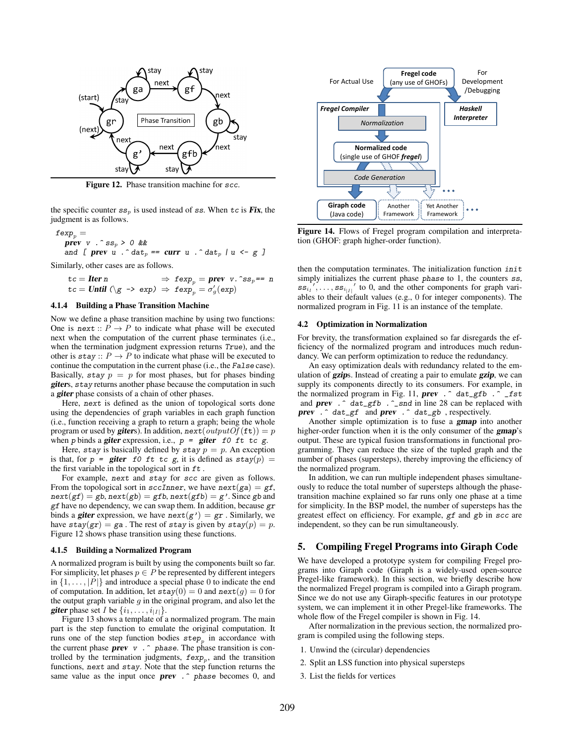Figure 12. Phase transition machine for *scc*.

the specific counter $ss_p$ is used instead of $ss$. When *tc* is ***Fix***, the judgment is as follows.

```
fexp_p =
  prev v .^ss_p > 0 &&
  and [ prev u .^dat_p == curr u .^dat_p | u <- g ]
```

Similarly, other cases are as follows.

$$tc = \textbf{Iter}\ n \Rightarrow fexp_p = \textbf{prev}\ v.\hat{}ss_p == n$$
$$tc = \textbf{Until}\ (\backslash g\ \text{->}\ exp) \Rightarrow fexp_p = \sigma'_g(exp)$$

#### 4.1.4 Building a Phase Transition Machine

Now we define a phase transition machine by using two functions: One is *next* :: $P \to P$ to indicate what phase will be executed next when the computation of the current phase terminates (i.e., when the termination judgment expression returns `True`), and the other is *stay* :: $P \to P$ to indicate what phase will be executed to continue the computation in the current phase (i.e., the `False` case). Basically, *stay* $p = p$ for most phases, but for phases binding ***giter***s, *stay* returns another phase because the computation in such a ***giter*** phase consists of a chain of other phases.

Here, *next* is defined as the union of topological sorts done using the dependencies of graph variables in each graph function (i.e., function receiving a graph to return a graph; being the whole program or used by ***giter***s). In addition, $next(outputOf(\texttt{ft})) = p$ when $p$ binds a ***giter*** expression, i.e., $p$ = ***giter*** *f0 ft tc g*.

Here, *stay* is basically defined by *stay* $p = p$. An exception is that, for $p$ = ***giter*** *f0 ft tc g*, it is defined as $stay(p)$ = the first variable in the topological sort in *ft* .

For example, *next* and *stay* for *scc* are given as follows. From the topological sort in *sccInner*, we have $next(ga) = gf$, $next(gf) = gb$, $next(gb) = gfb$, $next(gfb) = g'$. Since $gb$ and $gf$ have no dependency, we can swap them. In addition, because $gr$ binds a ***giter*** expression, we have $next(g') = gr$ . Similarly, we have $stay(gr) = ga$ . The rest of *stay* is given by $stay(p) = p$. Figure 12 shows phase transition using these functions.

#### 4.1.5 Building a Normalized Program

A normalized program is built by using the components built so far. For simplicity, let phases $p \in P$ be represented by different integers in $\{1, \ldots, |P|\}$ and introduce a special phase 0 to indicate the end of computation. In addition, let $stay(0) = 0$ and $next(g) = 0$ for the output graph variable $g$ in the original program, and also let the ***giter*** phase set $I$ be $\{i_1, \ldots, i_{|I|}\}$.

Figure 13 shows a template of a normalized program. The main part is the step function to emulate the original computation. It runs one of the step function bodies $step_p$ in accordance with the current phase ***prev*** *v .^ phase*. The phase transition is controlled by the termination judgments, $fexp_p$, and the transition functions, *next* and *stay*. Note that the step function returns the same value as the input once ***prev*** *.^ phase* becomes 0, and then the computation terminates. The initialization function *init* simply initializes the current phase *phase* to 1, the counters *ss*, $ss_{i_1}', \ldots, ss_{i_{|I|}}'$ to 0, and the other components for graph variables to their default values (e.g., 0 for integer components). The normalized program in Fig. 11 is an instance of the template.

Figure 14. Flows of Fregel program compilation and interpretation (GHOF: graph higher-order function).

### 4.2 Optimization in Normalization

For brevity, the transformation explained so far disregards the efficiency of the normalized program and introduces much redundancy. We can perform optimization to reduce the redundancy.

An easy optimization deals with redundancy related to the emulation of ***gzip***s. Instead of creating a pair to emulate ***gzip***, we can supply its components directly to its consumers. For example, in the normalized program in Fig. 11, ***prev*** *.^ dat_gfb .^ _fst* and ***prev*** *.^ dat_gfb .^_snd* in line 28 can be replaced with ***prev*** *.^ dat_gf* and ***prev*** *.^ dat_gb* , respectively.

Another simple optimization is to fuse a ***gmap*** into another higher-order function when it is the only consumer of the ***gmap***'s output. These are typical fusion transformations in functional programming. They can reduce the size of the tupled graph and the number of phases (supersteps), thereby improving the efficiency of the normalized program.

In addition, we can run multiple independent phases simultaneously to reduce the total number of supersteps although the phase-transition machine explained so far runs only one phase at a time for simplicity. In the BSP model, the number of supersteps has the greatest effect on efficiency. For example, *gf* and *gb* in *scc* are independent, so they can be run simultaneously.

## 5. Compiling Fregel Programs into Giraph Code

We have developed a prototype system for compiling Fregel programs into Giraph code (Giraph is a widely-used open-source Pregel-like framework). In this section, we briefly describe how the normalized Fregel program is compiled into a Giraph program. Since we do not use any Giraph-specific features in our prototype system, we can implement it in other Pregel-like frameworks. The whole flow of the Fregel compiler is shown in Fig. 14.

After normalization in the previous section, the normalized program is compiled using the following steps.

1. Unwind the (circular) dependencies
2. Split an LSS function into physical supersteps
3. List the fields for vertices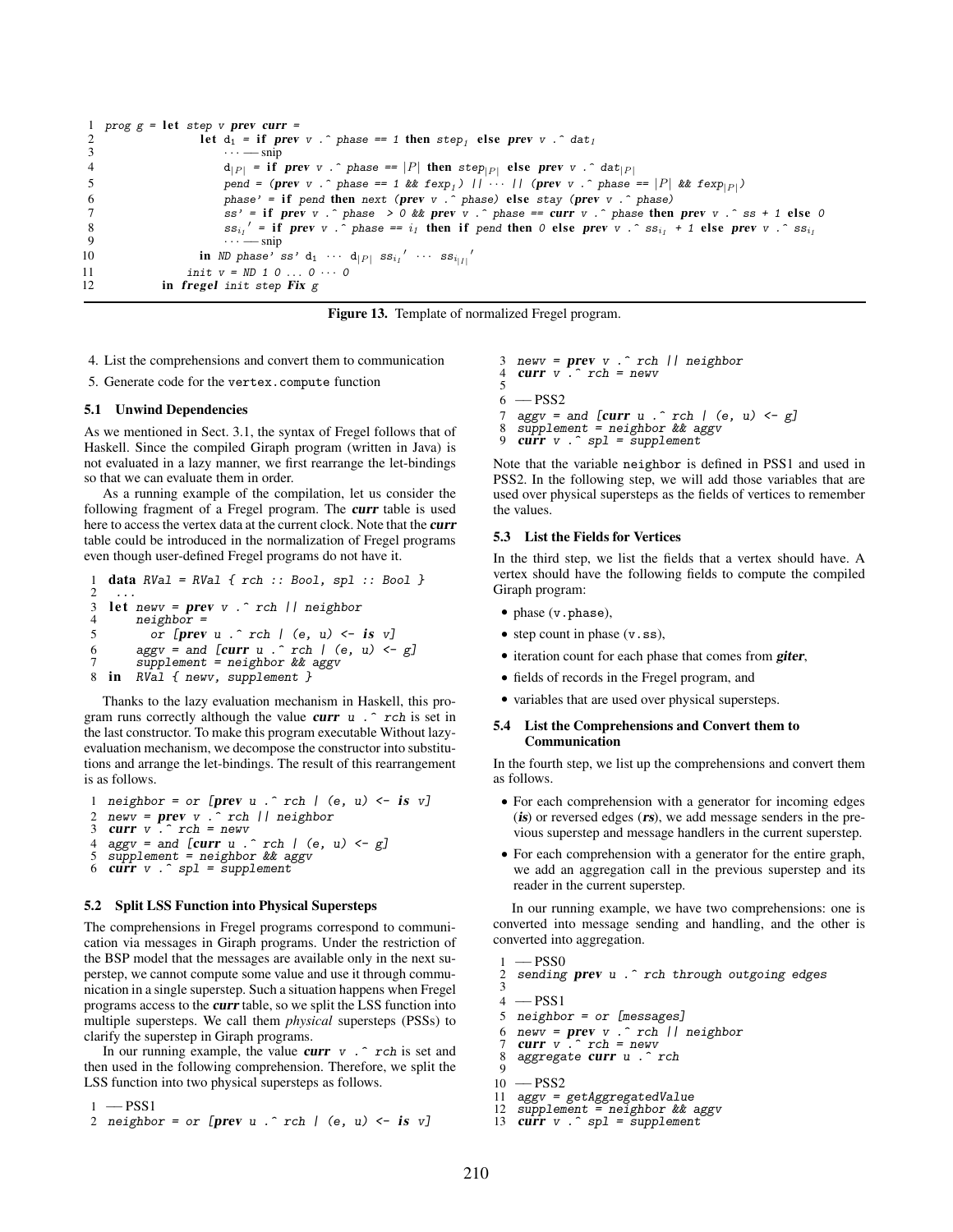```
1  prog g = let step v prev curr =
2                let d_1 = if prev v .^ phase == 1 then step_1 else prev v .^ dat_1
3                    ··· — snip
4                    d_|P| = if prev v .^ phase == |P| then step_|P| else prev v .^ dat_|P|
5                    pend = (prev v .^ phase == 1 && fexp_1) || ··· || (prev v .^ phase == |P| && fexp_|P|)
6                    phase' = if pend then next (prev v .^ phase) else stay (prev v .^ phase)
7                    ss' = if prev v .^ phase  > 0 && prev v .^ phase == curr v .^ phase then prev v .^ ss + 1 else 0
8                    ss_i1' = if prev v .^ phase == i_1 then if pend then 0 else prev v .^ ss_i1 + 1 else prev v .^ ss_i1
9                    ··· — snip
10               in ND phase' ss' d_1 ··· d_|P| ss_i1' ··· ss_i|I|'
11             init v = ND 1 0 ... 0 ··· 0
12          in fregel init step Fix g
```

**Figure 13.** Template of normalized Fregel program.

4. List the comprehensions and convert them to communication
5. Generate code for the `vertex.compute` function

### 5.1 Unwind Dependencies

As we mentioned in Sect. 3.1, the syntax of Fregel follows that of Haskell. Since the compiled Giraph program (written in Java) is not evaluated in a lazy manner, we first rearrange the let-bindings so that we can evaluate them in order.

As a running example of the compilation, let us consider the following fragment of a Fregel program. The ***curr*** table is used here to access the vertex data at the current clock. Note that the ***curr*** table could be introduced in the normalization of Fregel programs even though user-defined Fregel programs do not have it.

```
1  data RVal = RVal { rch :: Bool, spl :: Bool }
2    ...
3  let newv = prev v .^ rch || neighbor
4      neighbor =
5        or [prev u .^ rch | (e, u) <- is v]
6      aggv = and [curr u .^ rch | (e, u) <- g]
7      supplement = neighbor && aggv
8  in  RVal { newv, supplement }
```

Thanks to the lazy evaluation mechanism in Haskell, this program runs correctly although the value `curr u .^ rch` is set in the last constructor. To make this program executable Without lazy-evaluation mechanism, we decompose the constructor into substitutions and arrange the let-bindings. The result of this rearrangement is as follows.

```
1  neighbor = or [prev u .^ rch | (e, u) <- is v]
2  newv = prev v .^ rch || neighbor
3  curr v .^ rch = newv
4  aggv = and [curr u .^ rch | (e, u) <- g]
5  supplement = neighbor && aggv
6  curr v .^ spl = supplement
```

### 5.2 Split LSS Function into Physical Supersteps

The comprehensions in Fregel programs correspond to communication via messages in Giraph programs. Under the restriction of the BSP model that the messages are available only in the next superstep, we cannot compute some value and use it through communication in a single superstep. Such a situation happens when Fregel programs access to the ***curr*** table, so we split the LSS function into multiple supersteps. We call them *physical* supersteps (PSSs) to clarify the superstep in Giraph programs.

In our running example, the value `curr v .^ rch` is set and then used in the following comprehension. Therefore, we split the LSS function into two physical supersteps as follows.

```
1  — PSS1
2  neighbor = or [prev u .^ rch | (e, u) <- is v]
3  newv = prev v .^ rch || neighbor
4  curr v .^ rch = newv
5
6  — PSS2
7  aggv = and [curr u .^ rch | (e, u) <- g]
8  supplement = neighbor && aggv
9  curr v .^ spl = supplement
```

Note that the variable neighbor is defined in PSS1 and used in PSS2. In the following step, we will add those variables that are used over physical supersteps as the fields of vertices to remember the values.

### 5.3 List the Fields for Vertices

In the third step, we list the fields that a vertex should have. A vertex should have the following fields to compute the compiled Giraph program:

- phase (`v.phase`),
- step count in phase (`v.ss`),
- iteration count for each phase that comes from ***giter***,
- fields of records in the Fregel program, and
- variables that are used over physical supersteps.

### 5.4 List the Comprehensions and Convert them to Communication

In the fourth step, we list up the comprehensions and convert them as follows.

- For each comprehension with a generator for incoming edges (***is***) or reversed edges (***rs***), we add message senders in the previous superstep and message handlers in the current superstep.
- For each comprehension with a generator for the entire graph, we add an aggregation call in the previous superstep and its reader in the current superstep.

In our running example, we have two comprehensions: one is converted into message sending and handling, and the other is converted into aggregation.

```
1  — PSS0
2  sending prev u .^ rch through outgoing edges
3
4  — PSS1
5  neighbor = or [messages]
6  newv = prev v .^ rch || neighbor
7  curr v .^ rch = newv
8  aggregate curr u .^ rch
9
10 — PSS2
11 aggv = getAggregatedValue
12 supplement = neighbor && aggv
13 curr v .^ spl = supplement
```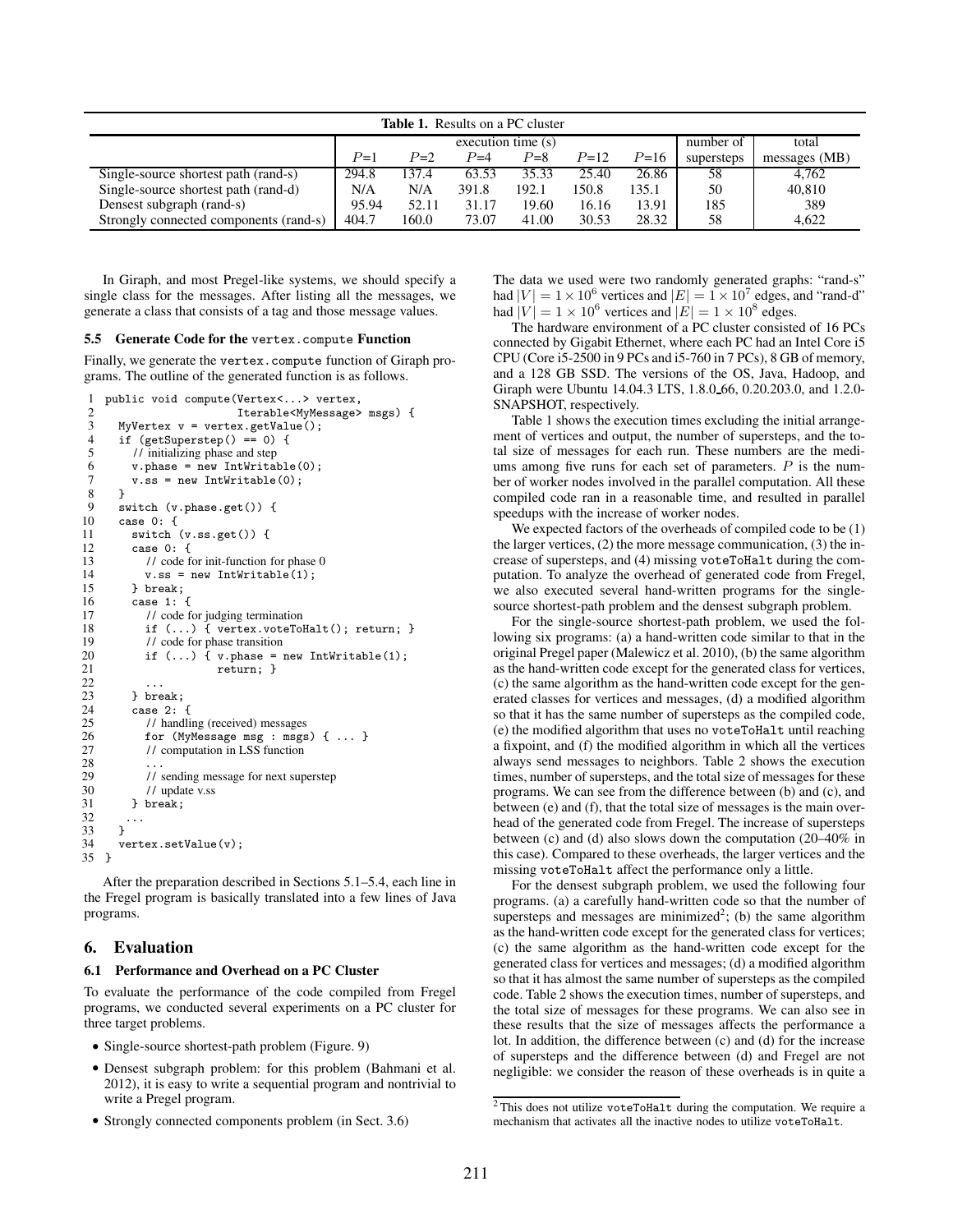**Table 1.** Results on a PC cluster

| | execution time (s) | | | | | | number of | total |
|---|---|---|---|---|---|---|---|---|
| | $P$=1 | $P$=2 | $P$=4 | $P$=8 | $P$=12 | $P$=16 | supersteps | messages (MB) |
| Single-source shortest path (rand-s) | 294.8 | 137.4 | 63.53 | 35.33 | 25.40 | 26.86 | 58 | 4,762 |
| Single-source shortest path (rand-d) | N/A | N/A | 391.8 | 192.1 | 150.8 | 135.1 | 50 | 40,810 |
| Densest subgraph (rand-s) | 95.94 | 52.11 | 31.17 | 19.60 | 16.16 | 13.91 | 185 | 389 |
| Strongly connected components (rand-s) | 404.7 | 160.0 | 73.07 | 41.00 | 30.53 | 28.32 | 58 | 4,622 |

In Giraph, and most Pregel-like systems, we should specify a single class for the messages. After listing all the messages, we generate a class that consists of a tag and those message values.

### 5.5 Generate Code for the vertex.compute Function

Finally, we generate the vertex.compute function of Giraph programs. The outline of the generated function is as follows.

```
1  public void compute(Vertex<...> vertex,
2                      Iterable<MyMessage> msgs) {
3    MyVertex v = vertex.getValue();
4    if (getSuperstep() == 0) {
5      // initializing phase and step
6      v.phase = new IntWritable(0);
7      v.ss = new IntWritable(0);
8    }
9    switch (v.phase.get()) {
10   case 0: {
11     switch (v.ss.get()) {
12     case 0: {
13       // code for init-function for phase 0
14       v.ss = new IntWritable(1);
15     } break;
16     case 1: {
17       // code for judging termination
18       if (...) { vertex.voteToHalt(); return; }
19       // code for phase transition
20       if (...) { v.phase = new IntWritable(1);
21                  return; }
22       ...
23     } break;
24     case 2: {
25       // handling (received) messages
26       for (MyMessage msg : msgs) { ... }
27       // computation in LSS function
28       ...
29       // sending message for next superstep
30       // update v.ss
31     } break;
32     ...
33   }
34   vertex.setValue(v);
35 }
```

After the preparation described in Sections 5.1–5.4, each line in the Fregel program is basically translated into a few lines of Java programs.

## 6. Evaluation

### 6.1 Performance and Overhead on a PC Cluster

To evaluate the performance of the code compiled from Fregel programs, we conducted several experiments on a PC cluster for three target problems.

- Single-source shortest-path problem (Figure. 9)
- Densest subgraph problem: for this problem (Bahmani et al. 2012), it is easy to write a sequential program and nontrivial to write a Pregel program.
- Strongly connected components problem (in Sect. 3.6)

The data we used were two randomly generated graphs: "rand-s" had $|V| = 1 \times 10^6$ vertices and $|E| = 1 \times 10^7$ edges, and "rand-d" had $|V| = 1 \times 10^6$ vertices and $|E| = 1 \times 10^8$ edges.

The hardware environment of a PC cluster consisted of 16 PCs connected by Gigabit Ethernet, where each PC had an Intel Core i5 CPU (Core i5-2500 in 9 PCs and i5-760 in 7 PCs), 8 GB of memory, and a 128 GB SSD. The versions of the OS, Java, Hadoop, and Giraph were Ubuntu 14.04.3 LTS, 1.8.0_66, 0.20.203.0, and 1.2.0-SNAPSHOT, respectively.

Table 1 shows the execution times excluding the initial arrangement of vertices and output, the number of supersteps, and the total size of messages for each run. These numbers are the mediums among five runs for each set of parameters. $P$ is the number of worker nodes involved in the parallel computation. All these compiled code ran in a reasonable time, and resulted in parallel speedups with the increase of worker nodes.

We expected factors of the overheads of compiled code to be (1) the larger vertices, (2) the more message communication, (3) the increase of supersteps, and (4) missing voteToHalt during the computation. To analyze the overhead of generated code from Fregel, we also executed several hand-written programs for the single-source shortest-path problem and the densest subgraph problem.

For the single-source shortest-path problem, we used the following six programs: (a) a hand-written code similar to that in the original Pregel paper (Malewicz et al. 2010), (b) the same algorithm as the hand-written code except for the generated class for vertices, (c) the same algorithm as the hand-written code except for the generated classes for vertices and messages, (d) a modified algorithm so that it has the same number of supersteps as the compiled code, (e) the modified algorithm that uses no voteToHalt until reaching a fixpoint, and (f) the modified algorithm in which all the vertices always send messages to neighbors. Table 2 shows the execution times, number of supersteps, and the total size of messages for these programs. We can see from the difference between (b) and (c), and between (e) and (f), that the total size of messages is the main overhead of the generated code from Fregel. The increase of supersteps between (c) and (d) also slows down the computation (20–40% in this case). Compared to these overheads, the larger vertices and the missing voteToHalt affect the performance only a little.

For the densest subgraph problem, we used the following four programs. (a) a carefully hand-written code so that the number of supersteps and messages are minimized[2]; (b) the same algorithm as the hand-written code except for the generated class for vertices; (c) the same algorithm as the hand-written code except for the generated class for vertices and messages; (d) a modified algorithm so that it has almost the same number of supersteps as the compiled code. Table 2 shows the execution times, number of supersteps, and the total size of messages for these programs. We can also see in these results that the size of messages affects the performance a lot. In addition, the difference between (c) and (d) for the increase of supersteps and the difference between (d) and Fregel are not negligible: we consider the reason of these overheads is in quite a

[2] This does not utilize voteToHalt during the computation. We require a mechanism that activates all the inactive nodes to utilize voteToHalt.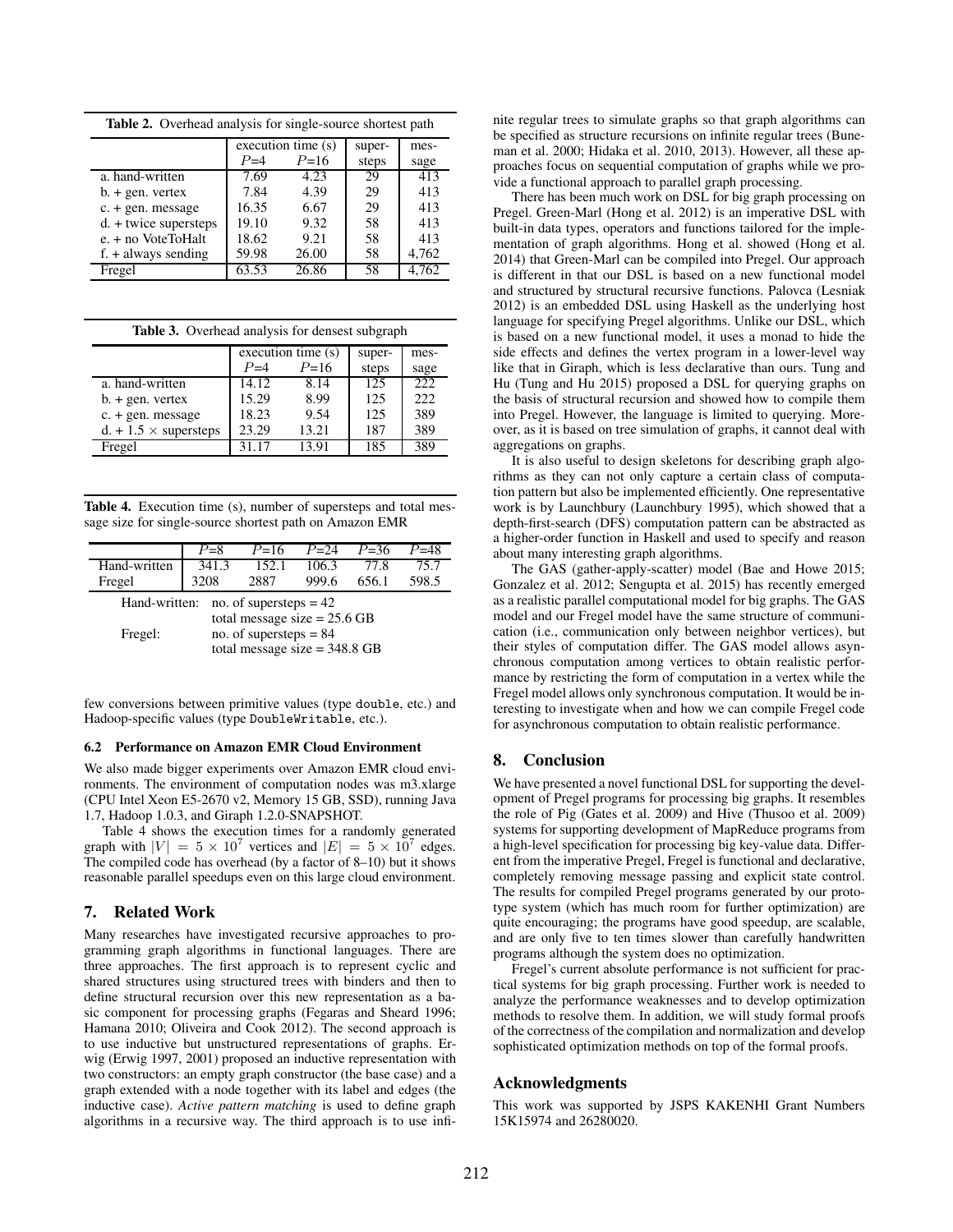**Table 2.** Overhead analysis for single-source shortest path

| | execution time (s) | | super- | mes- |
|---|---|---|---|---|
| | $P$=4 | $P$=16 | steps | sage |
| a. hand-written | 7.69 | 4.23 | 29 | 413 |
| b. + gen. vertex | 7.84 | 4.39 | 29 | 413 |
| c. + gen. message | 16.35 | 6.67 | 29 | 413 |
| d. + twice supersteps | 19.10 | 9.32 | 58 | 413 |
| e. + no VoteToHalt | 18.62 | 9.21 | 58 | 413 |
| f. + always sending | 59.98 | 26.00 | 58 | 4,762 |
| Fregel | 63.53 | 26.86 | 58 | 4,762 |

**Table 3.** Overhead analysis for densest subgraph

| | execution time (s) | | super- | mes- |
|---|---|---|---|---|
| | $P$=4 | $P$=16 | steps | sage |
| a. hand-written | 14.12 | 8.14 | 125 | 222 |
| b. + gen. vertex | 15.29 | 8.99 | 125 | 222 |
| c. + gen. message | 18.23 | 9.54 | 125 | 389 |
| d. + 1.5 × supersteps | 23.29 | 13.21 | 187 | 389 |
| Fregel | 31.17 | 13.91 | 185 | 389 |

**Table 4.** Execution time (s), number of supersteps and total message size for single-source shortest path on Amazon EMR

| | $P$=8 | $P$=16 | $P$=24 | $P$=36 | $P$=48 |
|---|---|---|---|---|---|
| Hand-written | 341.3 | 152.1 | 106.3 | 77.8 | 75.7 |
| Fregel | 3208 | 2887 | 999.6 | 656.1 | 598.5 |

Hand-written: no. of supersteps = 42
total message size = 25.6 GB

Fregel: no. of supersteps = 84
total message size = 348.8 GB

few conversions between primitive values (type `double`, etc.) and Hadoop-specific values (type `DoubleWritable`, etc.).

### 6.2 Performance on Amazon EMR Cloud Environment

We also made bigger experiments over Amazon EMR cloud environments. The environment of computation nodes was m3.xlarge (CPU Intel Xeon E5-2670 v2, Memory 15 GB, SSD), running Java 1.7, Hadoop 1.0.3, and Giraph 1.2.0-SNAPSHOT.

Table 4 shows the execution times for a randomly generated graph with $|V| = 5 \times 10^7$ vertices and $|E| = 5 \times 10^7$ edges. The compiled code has overhead (by a factor of 8–10) but it shows reasonable parallel speedups even on this large cloud environment.

## 7. Related Work

Many researches have investigated recursive approaches to programming graph algorithms in functional languages. There are three approaches. The first approach is to represent cyclic and shared structures using structured trees with binders and then to define structural recursion over this new representation as a basic component for processing graphs (Fegaras and Sheard 1996; Hamana 2010; Oliveira and Cook 2012). The second approach is to use inductive but unstructured representations of graphs. Erwig (Erwig 1997, 2001) proposed an inductive representation with two constructors: an empty graph constructor (the base case) and a graph extended with a node together with its label and edges (the inductive case). *Active pattern matching* is used to define graph algorithms in a recursive way. The third approach is to use infinite regular trees to simulate graphs so that graph algorithms can be specified as structure recursions on infinite regular trees (Buneman et al. 2000; Hidaka et al. 2010, 2013). However, all these approaches focus on sequential computation of graphs while we provide a functional approach to parallel graph processing.

There has been much work on DSL for big graph processing on Pregel. Green-Marl (Hong et al. 2012) is an imperative DSL with built-in data types, operators and functions tailored for the implementation of graph algorithms. Hong et al. showed (Hong et al. 2014) that Green-Marl can be compiled into Pregel. Our approach is different in that our DSL is based on a new functional model and structured by structural recursive functions. Palovca (Lesniak 2012) is an embedded DSL using Haskell as the underlying host language for specifying Pregel algorithms. Unlike our DSL, which is based on a new functional model, it uses a monad to hide the side effects and defines the vertex program in a lower-level way like that in Giraph, which is less declarative than ours. Tung and Hu (Tung and Hu 2015) proposed a DSL for querying graphs on the basis of structural recursion and showed how to compile them into Pregel. However, the language is limited to querying. Moreover, as it is based on tree simulation of graphs, it cannot deal with aggregations on graphs.

It is also useful to design skeletons for describing graph algorithms as they can not only capture a certain class of computation pattern but also be implemented efficiently. One representative work is by Launchbury (Launchbury 1995), which showed that a depth-first-search (DFS) computation pattern can be abstracted as a higher-order function in Haskell and used to specify and reason about many interesting graph algorithms.

The GAS (gather-apply-scatter) model (Bae and Howe 2015; Gonzalez et al. 2012; Sengupta et al. 2015) has recently emerged as a realistic parallel computational model for big graphs. The GAS model and our Fregel model have the same structure of communication (i.e., communication only between neighbor vertices), but their styles of computation differ. The GAS model allows asynchronous computation among vertices to obtain realistic performance by restricting the form of computation in a vertex while the Fregel model allows only synchronous computation. It would be interesting to investigate when and how we can compile Fregel code for asynchronous computation to obtain realistic performance.

## 8. Conclusion

We have presented a novel functional DSL for supporting the development of Pregel programs for processing big graphs. It resembles the role of Pig (Gates et al. 2009) and Hive (Thusoo et al. 2009) systems for supporting development of MapReduce programs from a high-level specification for processing big key-value data. Different from the imperative Pregel, Fregel is functional and declarative, completely removing message passing and explicit state control. The results for compiled Pregel programs generated by our prototype system (which has much room for further optimization) are quite encouraging; the programs have good speedup, are scalable, and are only five to ten times slower than carefully handwritten programs although the system does no optimization.

Fregel's current absolute performance is not sufficient for practical systems for big graph processing. Further work is needed to analyze the performance weaknesses and to develop optimization methods to resolve them. In addition, we will study formal proofs of the correctness of the compilation and normalization and develop sophisticated optimization methods on top of the formal proofs.

## Acknowledgments

This work was supported by JSPS KAKENHI Grant Numbers 15K15974 and 26280020.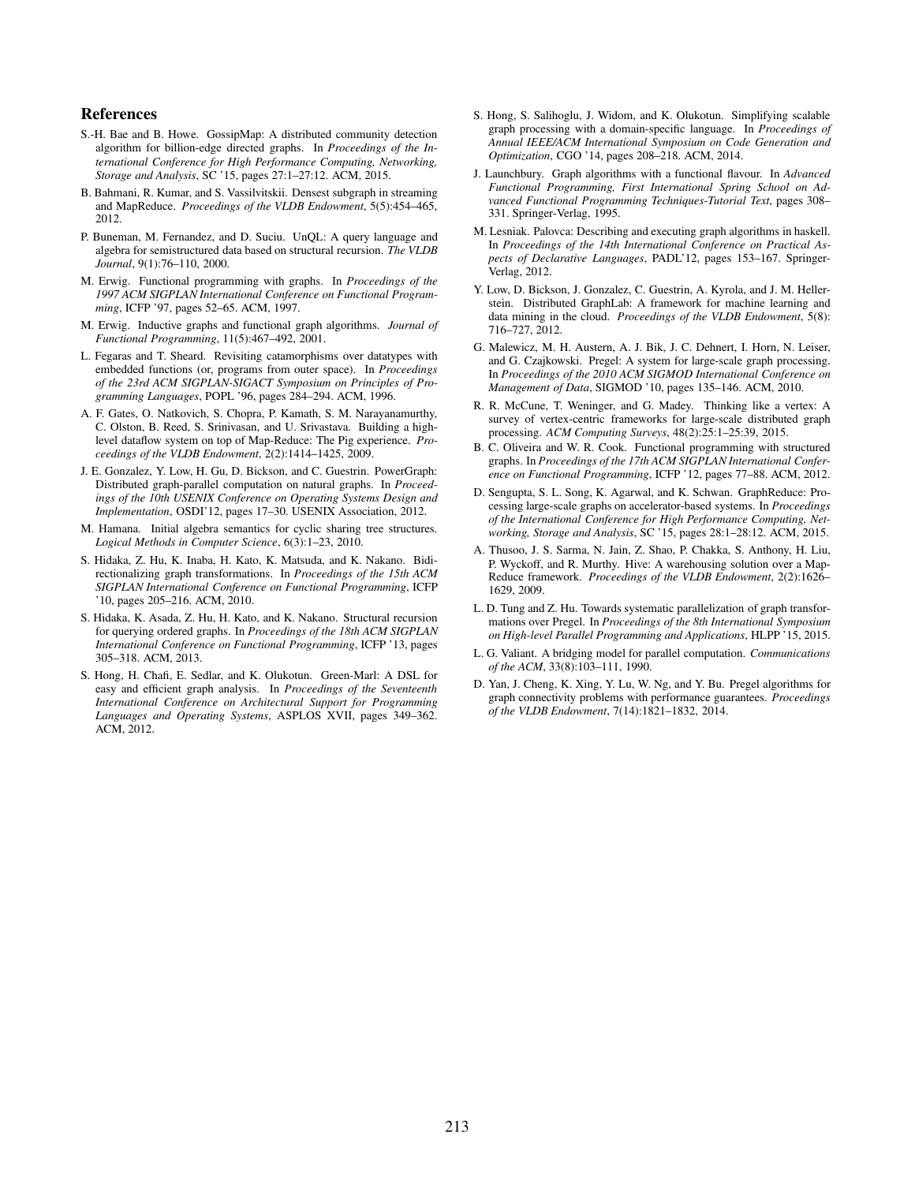## References

S.-H. Bae and B. Howe. GossipMap: A distributed community detection algorithm for billion-edge directed graphs. In *Proceedings of the International Conference for High Performance Computing, Networking, Storage and Analysis*, SC '15, pages 27:1–27:12. ACM, 2015.

B. Bahmani, R. Kumar, and S. Vassilvitskii. Densest subgraph in streaming and MapReduce. *Proceedings of the VLDB Endowment*, 5(5):454–465, 2012.

P. Buneman, M. Fernandez, and D. Suciu. UnQL: A query language and algebra for semistructured data based on structural recursion. *The VLDB Journal*, 9(1):76–110, 2000.

M. Erwig. Functional programming with graphs. In *Proceedings of the 1997 ACM SIGPLAN International Conference on Functional Programming*, ICFP '97, pages 52–65. ACM, 1997.

M. Erwig. Inductive graphs and functional graph algorithms. *Journal of Functional Programming*, 11(5):467–492, 2001.

L. Fegaras and T. Sheard. Revisiting catamorphisms over datatypes with embedded functions (or, programs from outer space). In *Proceedings of the 23rd ACM SIGPLAN-SIGACT Symposium on Principles of Programming Languages*, POPL '96, pages 284–294. ACM, 1996.

A. F. Gates, O. Natkovich, S. Chopra, P. Kamath, S. M. Narayanamurthy, C. Olston, B. Reed, S. Srinivasan, and U. Srivastava. Building a high-level dataflow system on top of Map-Reduce: The Pig experience. *Proceedings of the VLDB Endowment*, 2(2):1414–1425, 2009.

J. E. Gonzalez, Y. Low, H. Gu, D. Bickson, and C. Guestrin. PowerGraph: Distributed graph-parallel computation on natural graphs. In *Proceedings of the 10th USENIX Conference on Operating Systems Design and Implementation*, OSDI'12, pages 17–30. USENIX Association, 2012.

M. Hamana. Initial algebra semantics for cyclic sharing tree structures. *Logical Methods in Computer Science*, 6(3):1–23, 2010.

S. Hidaka, Z. Hu, K. Inaba, H. Kato, K. Matsuda, and K. Nakano. Bidirectionalizing graph transformations. In *Proceedings of the 15th ACM SIGPLAN International Conference on Functional Programming*, ICFP '10, pages 205–216. ACM, 2010.

S. Hidaka, K. Asada, Z. Hu, H. Kato, and K. Nakano. Structural recursion for querying ordered graphs. In *Proceedings of the 18th ACM SIGPLAN International Conference on Functional Programming*, ICFP '13, pages 305–318. ACM, 2013.

S. Hong, H. Chafi, E. Sedlar, and K. Olukotun. Green-Marl: A DSL for easy and efficient graph analysis. In *Proceedings of the Seventeenth International Conference on Architectural Support for Programming Languages and Operating Systems*, ASPLOS XVII, pages 349–362. ACM, 2012.

S. Hong, S. Salihoglu, J. Widom, and K. Olukotun. Simplifying scalable graph processing with a domain-specific language. In *Proceedings of Annual IEEE/ACM International Symposium on Code Generation and Optimization*, CGO '14, pages 208–218. ACM, 2014.

J. Launchbury. Graph algorithms with a functional flavour. In *Advanced Functional Programming, First International Spring School on Advanced Functional Programming Techniques-Tutorial Text*, pages 308–331. Springer-Verlag, 1995.

M. Lesniak. Palovca: Describing and executing graph algorithms in haskell. In *Proceedings of the 14th International Conference on Practical Aspects of Declarative Languages*, PADL'12, pages 153–167. Springer-Verlag, 2012.

Y. Low, D. Bickson, J. Gonzalez, C. Guestrin, A. Kyrola, and J. M. Hellerstein. Distributed GraphLab: A framework for machine learning and data mining in the cloud. *Proceedings of the VLDB Endowment*, 5(8): 716–727, 2012.

G. Malewicz, M. H. Austern, A. J. Bik, J. C. Dehnert, I. Horn, N. Leiser, and G. Czajkowski. Pregel: A system for large-scale graph processing. In *Proceedings of the 2010 ACM SIGMOD International Conference on Management of Data*, SIGMOD '10, pages 135–146. ACM, 2010.

R. R. McCune, T. Weninger, and G. Madey. Thinking like a vertex: A survey of vertex-centric frameworks for large-scale distributed graph processing. *ACM Computing Surveys*, 48(2):25:1–25:39, 2015.

B. C. Oliveira and W. R. Cook. Functional programming with structured graphs. In *Proceedings of the 17th ACM SIGPLAN International Conference on Functional Programming*, ICFP '12, pages 77–88. ACM, 2012.

D. Sengupta, S. L. Song, K. Agarwal, and K. Schwan. GraphReduce: Processing large-scale graphs on accelerator-based systems. In *Proceedings of the International Conference for High Performance Computing, Networking, Storage and Analysis*, SC '15, pages 28:1–28:12. ACM, 2015.

A. Thusoo, J. S. Sarma, N. Jain, Z. Shao, P. Chakka, S. Anthony, H. Liu, P. Wyckoff, and R. Murthy. Hive: A warehousing solution over a Map-Reduce framework. *Proceedings of the VLDB Endowment*, 2(2):1626–1629, 2009.

L. D. Tung and Z. Hu. Towards systematic parallelization of graph transformations over Pregel. In *Proceedings of the 8th International Symposium on High-level Parallel Programming and Applications*, HLPP '15, 2015.

L. G. Valiant. A bridging model for parallel computation. *Communications of the ACM*, 33(8):103–111, 1990.

D. Yan, J. Cheng, K. Xing, Y. Lu, W. Ng, and Y. Bu. Pregel algorithms for graph connectivity problems with performance guarantees. *Proceedings of the VLDB Endowment*, 7(14):1821–1832, 2014.